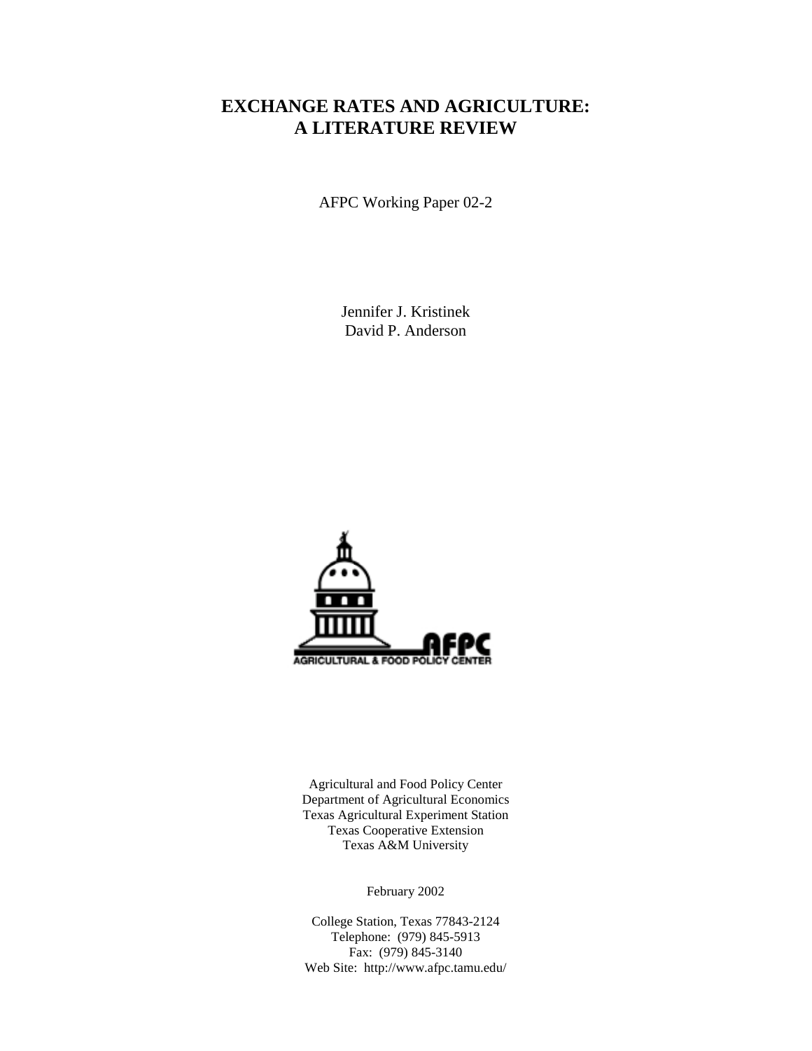# EXCHANGE RATES AND AGRICULTURE: A LITERATURE REVIEW

AFPC Working Paper 02-2

Jennifer J. Kristinek
David P. Anderson

AGRICULTURAL & FOOD POLICY CENTER

Agricultural and Food Policy Center
Department of Agricultural Economics
Texas Agricultural Experiment Station
Texas Cooperative Extension
Texas A&M University

February 2002

College Station, Texas 77843-2124
Telephone: (979) 845-5913
Fax: (979) 845-3140
Web Site: http://www.afpc.tamu.edu/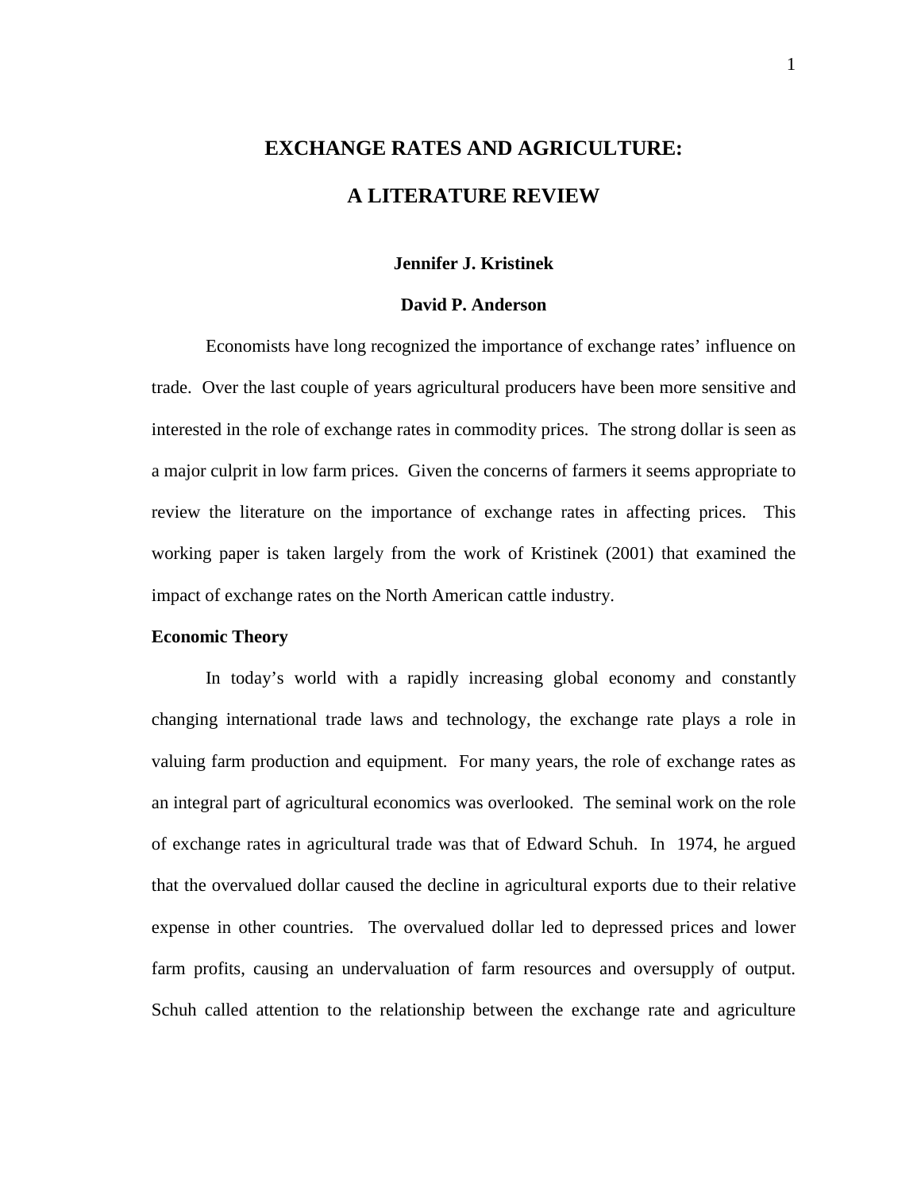# EXCHANGE RATES AND AGRICULTURE:

# A LITERATURE REVIEW

**Jennifer J. Kristinek**

**David P. Anderson**

Economists have long recognized the importance of exchange rates' influence on trade. Over the last couple of years agricultural producers have been more sensitive and interested in the role of exchange rates in commodity prices. The strong dollar is seen as a major culprit in low farm prices. Given the concerns of farmers it seems appropriate to review the literature on the importance of exchange rates in affecting prices. This working paper is taken largely from the work of Kristinek (2001) that examined the impact of exchange rates on the North American cattle industry.

**Economic Theory**

In today's world with a rapidly increasing global economy and constantly changing international trade laws and technology, the exchange rate plays a role in valuing farm production and equipment. For many years, the role of exchange rates as an integral part of agricultural economics was overlooked. The seminal work on the role of exchange rates in agricultural trade was that of Edward Schuh. In 1974, he argued that the overvalued dollar caused the decline in agricultural exports due to their relative expense in other countries. The overvalued dollar led to depressed prices and lower farm profits, causing an undervaluation of farm resources and oversupply of output. Schuh called attention to the relationship between the exchange rate and agriculture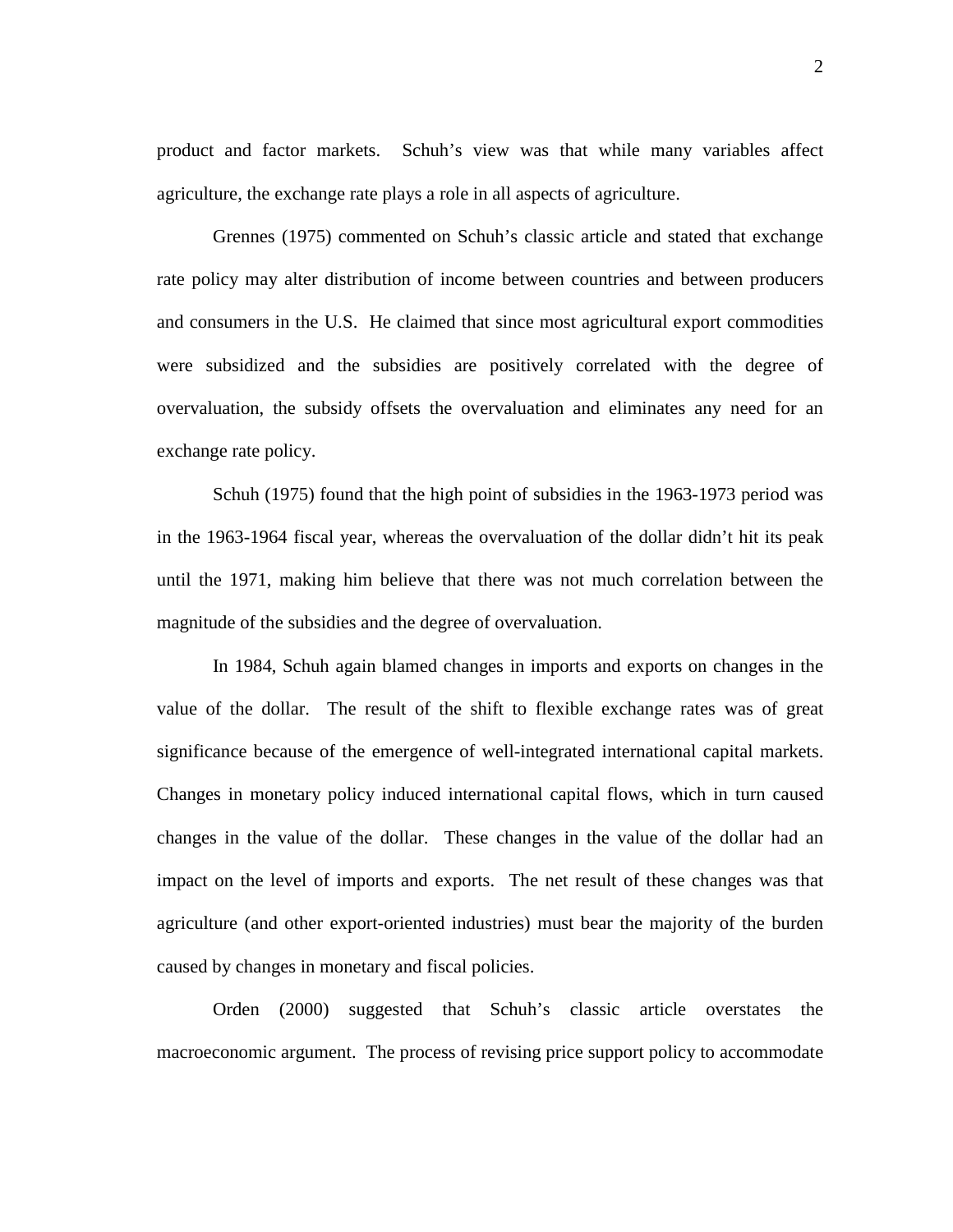product and factor markets. Schuh's view was that while many variables affect agriculture, the exchange rate plays a role in all aspects of agriculture.

Grennes (1975) commented on Schuh's classic article and stated that exchange rate policy may alter distribution of income between countries and between producers and consumers in the U.S. He claimed that since most agricultural export commodities were subsidized and the subsidies are positively correlated with the degree of overvaluation, the subsidy offsets the overvaluation and eliminates any need for an exchange rate policy.

Schuh (1975) found that the high point of subsidies in the 1963-1973 period was in the 1963-1964 fiscal year, whereas the overvaluation of the dollar didn't hit its peak until the 1971, making him believe that there was not much correlation between the magnitude of the subsidies and the degree of overvaluation.

In 1984, Schuh again blamed changes in imports and exports on changes in the value of the dollar. The result of the shift to flexible exchange rates was of great significance because of the emergence of well-integrated international capital markets. Changes in monetary policy induced international capital flows, which in turn caused changes in the value of the dollar. These changes in the value of the dollar had an impact on the level of imports and exports. The net result of these changes was that agriculture (and other export-oriented industries) must bear the majority of the burden caused by changes in monetary and fiscal policies.

Orden (2000) suggested that Schuh's classic article overstates the macroeconomic argument. The process of revising price support policy to accommodate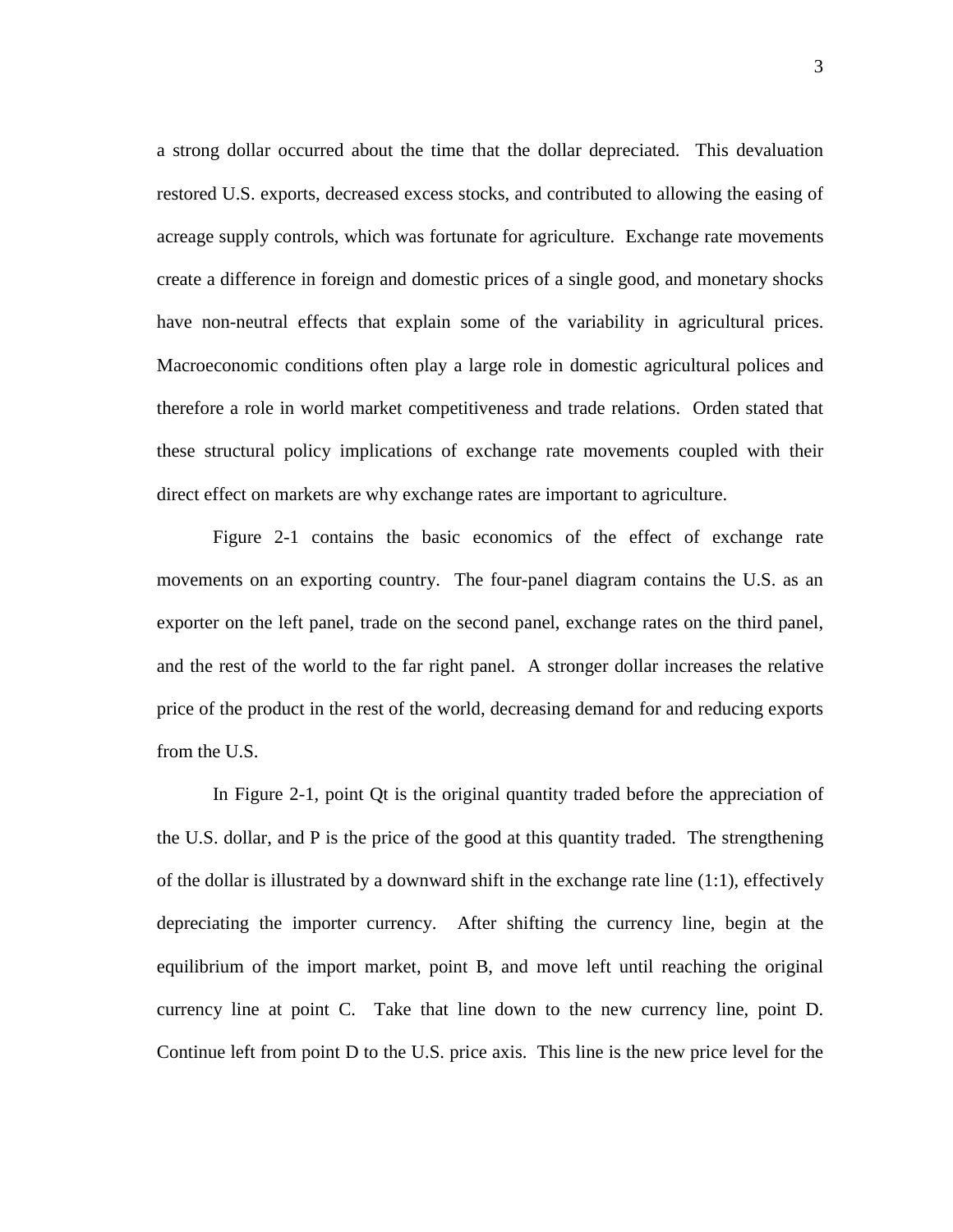a strong dollar occurred about the time that the dollar depreciated. This devaluation restored U.S. exports, decreased excess stocks, and contributed to allowing the easing of acreage supply controls, which was fortunate for agriculture. Exchange rate movements create a difference in foreign and domestic prices of a single good, and monetary shocks have non-neutral effects that explain some of the variability in agricultural prices. Macroeconomic conditions often play a large role in domestic agricultural polices and therefore a role in world market competitiveness and trade relations. Orden stated that these structural policy implications of exchange rate movements coupled with their direct effect on markets are why exchange rates are important to agriculture.

Figure 2-1 contains the basic economics of the effect of exchange rate movements on an exporting country. The four-panel diagram contains the U.S. as an exporter on the left panel, trade on the second panel, exchange rates on the third panel, and the rest of the world to the far right panel. A stronger dollar increases the relative price of the product in the rest of the world, decreasing demand for and reducing exports from the U.S.

In Figure 2-1, point Qt is the original quantity traded before the appreciation of the U.S. dollar, and P is the price of the good at this quantity traded. The strengthening of the dollar is illustrated by a downward shift in the exchange rate line (1:1), effectively depreciating the importer currency. After shifting the currency line, begin at the equilibrium of the import market, point B, and move left until reaching the original currency line at point C. Take that line down to the new currency line, point D. Continue left from point D to the U.S. price axis. This line is the new price level for the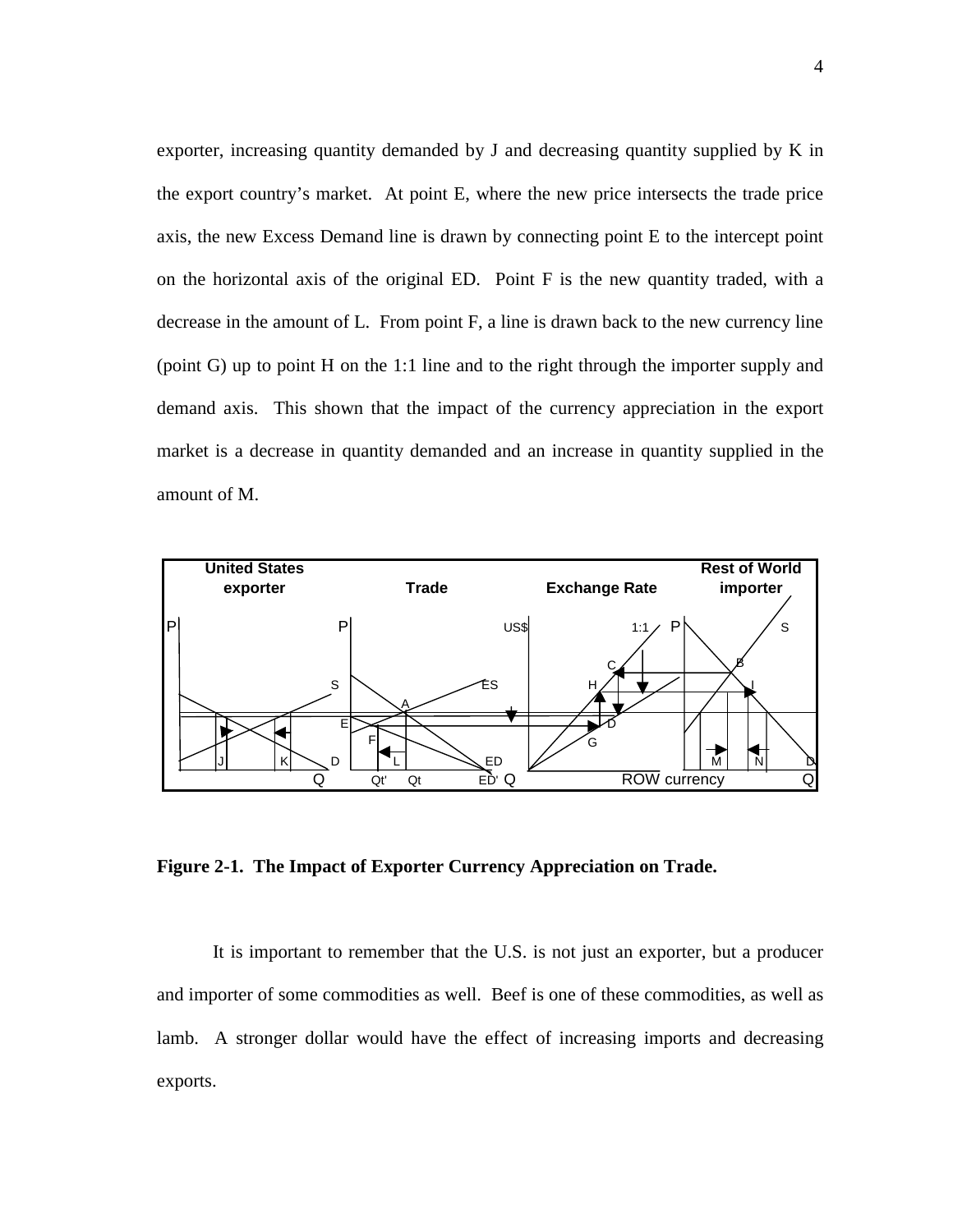exporter, increasing quantity demanded by J and decreasing quantity supplied by K in the export country's market. At point E, where the new price intersects the trade price axis, the new Excess Demand line is drawn by connecting point E to the intercept point on the horizontal axis of the original ED. Point F is the new quantity traded, with a decrease in the amount of L. From point F, a line is drawn back to the new currency line (point G) up to point H on the 1:1 line and to the right through the importer supply and demand axis. This shown that the impact of the currency appreciation in the export market is a decrease in quantity demanded and an increase in quantity supplied in the amount of M.

**Figure 2-1. The Impact of Exporter Currency Appreciation on Trade.**

It is important to remember that the U.S. is not just an exporter, but a producer and importer of some commodities as well. Beef is one of these commodities, as well as lamb. A stronger dollar would have the effect of increasing imports and decreasing exports.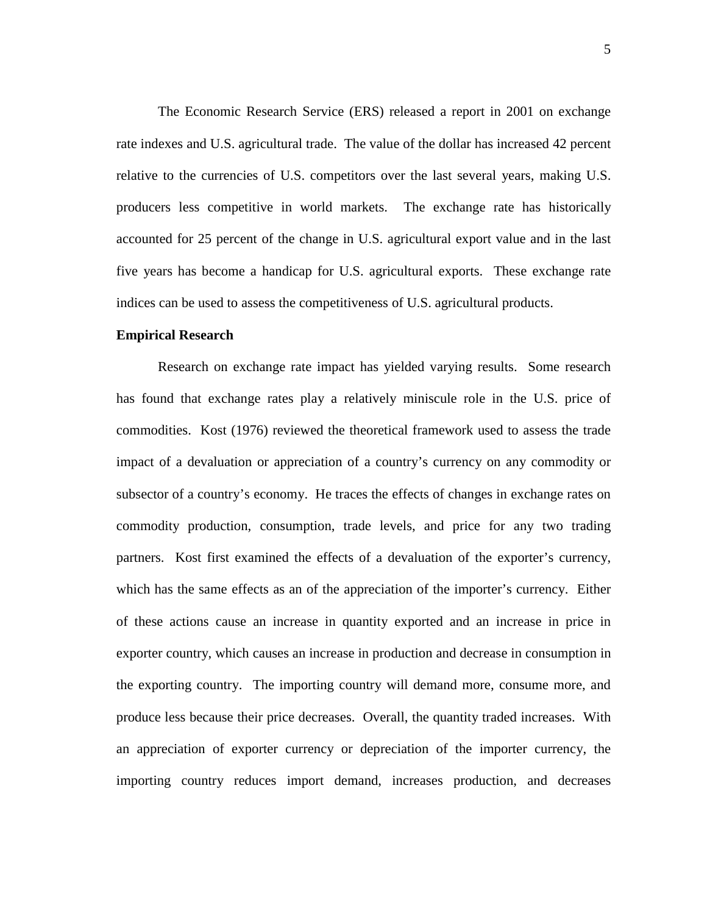The Economic Research Service (ERS) released a report in 2001 on exchange rate indexes and U.S. agricultural trade. The value of the dollar has increased 42 percent relative to the currencies of U.S. competitors over the last several years, making U.S. producers less competitive in world markets. The exchange rate has historically accounted for 25 percent of the change in U.S. agricultural export value and in the last five years has become a handicap for U.S. agricultural exports. These exchange rate indices can be used to assess the competitiveness of U.S. agricultural products.

**Empirical Research**

Research on exchange rate impact has yielded varying results. Some research has found that exchange rates play a relatively miniscule role in the U.S. price of commodities. Kost (1976) reviewed the theoretical framework used to assess the trade impact of a devaluation or appreciation of a country's currency on any commodity or subsector of a country's economy. He traces the effects of changes in exchange rates on commodity production, consumption, trade levels, and price for any two trading partners. Kost first examined the effects of a devaluation of the exporter's currency, which has the same effects as an of the appreciation of the importer's currency. Either of these actions cause an increase in quantity exported and an increase in price in exporter country, which causes an increase in production and decrease in consumption in the exporting country. The importing country will demand more, consume more, and produce less because their price decreases. Overall, the quantity traded increases. With an appreciation of exporter currency or depreciation of the importer currency, the importing country reduces import demand, increases production, and decreases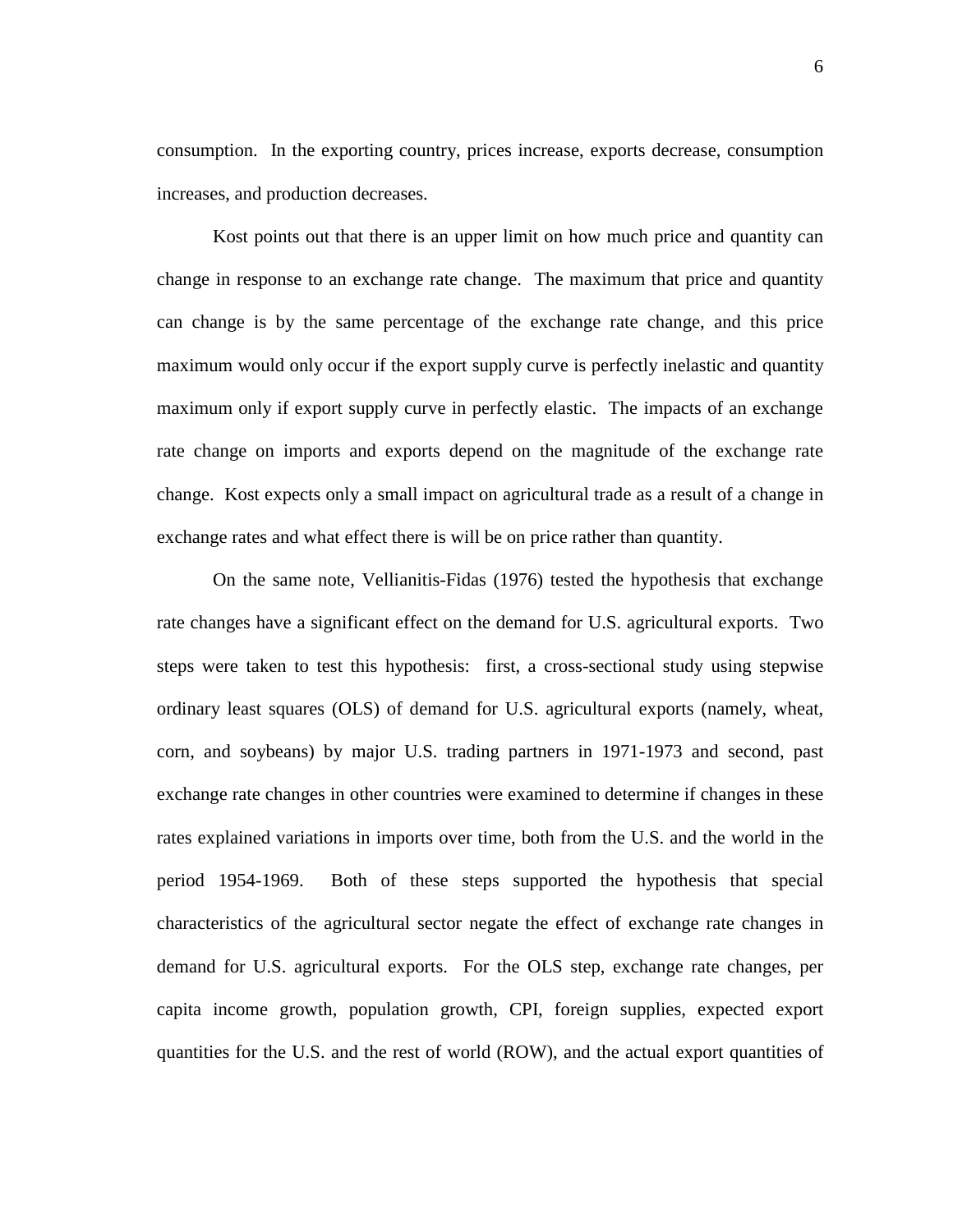consumption. In the exporting country, prices increase, exports decrease, consumption increases, and production decreases.

Kost points out that there is an upper limit on how much price and quantity can change in response to an exchange rate change. The maximum that price and quantity can change is by the same percentage of the exchange rate change, and this price maximum would only occur if the export supply curve is perfectly inelastic and quantity maximum only if export supply curve in perfectly elastic. The impacts of an exchange rate change on imports and exports depend on the magnitude of the exchange rate change. Kost expects only a small impact on agricultural trade as a result of a change in exchange rates and what effect there is will be on price rather than quantity.

On the same note, Vellianitis-Fidas (1976) tested the hypothesis that exchange rate changes have a significant effect on the demand for U.S. agricultural exports. Two steps were taken to test this hypothesis: first, a cross-sectional study using stepwise ordinary least squares (OLS) of demand for U.S. agricultural exports (namely, wheat, corn, and soybeans) by major U.S. trading partners in 1971-1973 and second, past exchange rate changes in other countries were examined to determine if changes in these rates explained variations in imports over time, both from the U.S. and the world in the period 1954-1969. Both of these steps supported the hypothesis that special characteristics of the agricultural sector negate the effect of exchange rate changes in demand for U.S. agricultural exports. For the OLS step, exchange rate changes, per capita income growth, population growth, CPI, foreign supplies, expected export quantities for the U.S. and the rest of world (ROW), and the actual export quantities of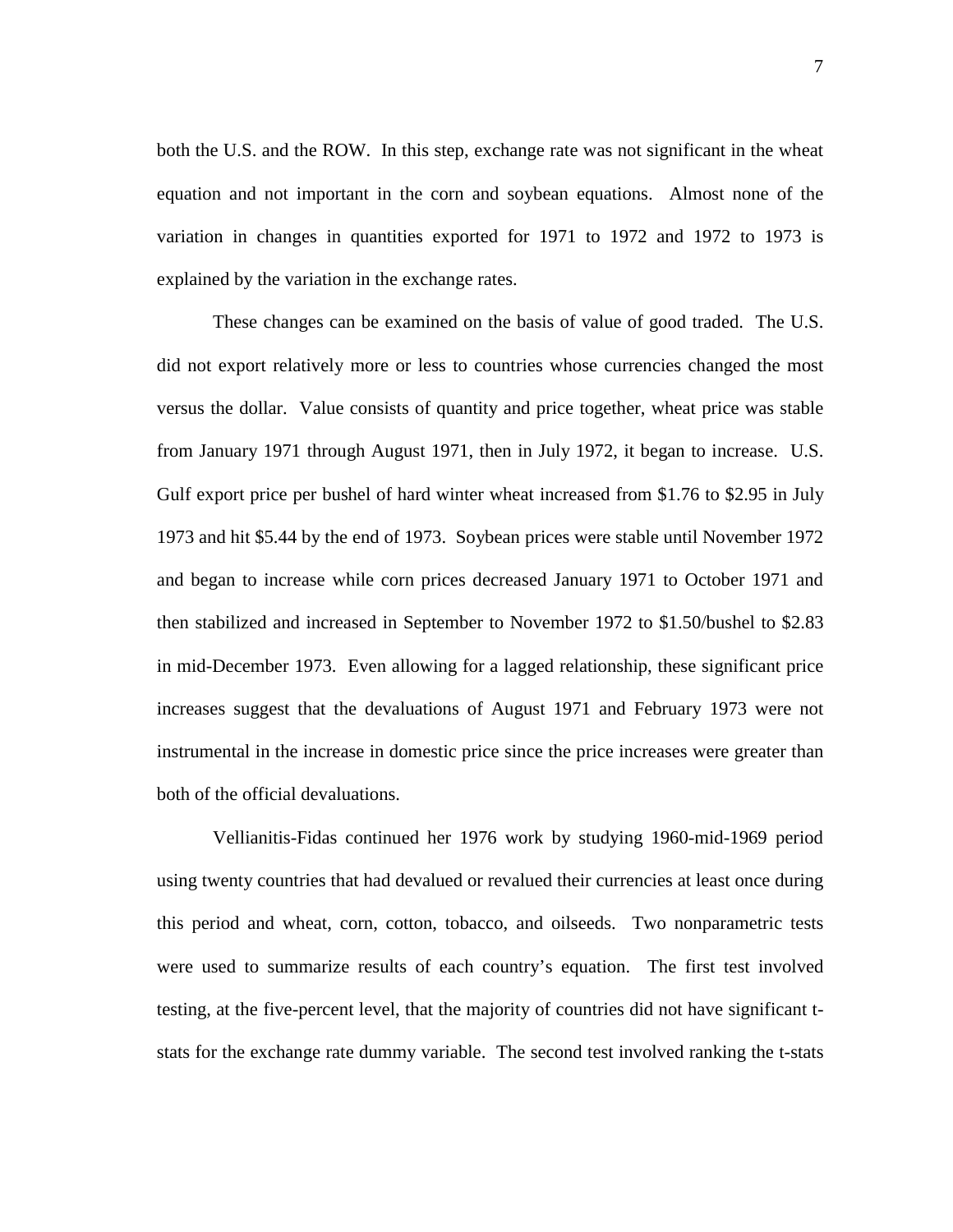both the U.S. and the ROW. In this step, exchange rate was not significant in the wheat equation and not important in the corn and soybean equations. Almost none of the variation in changes in quantities exported for 1971 to 1972 and 1972 to 1973 is explained by the variation in the exchange rates.

These changes can be examined on the basis of value of good traded. The U.S. did not export relatively more or less to countries whose currencies changed the most versus the dollar. Value consists of quantity and price together, wheat price was stable from January 1971 through August 1971, then in July 1972, it began to increase. U.S. Gulf export price per bushel of hard winter wheat increased from $1.76 to $2.95 in July 1973 and hit $5.44 by the end of 1973. Soybean prices were stable until November 1972 and began to increase while corn prices decreased January 1971 to October 1971 and then stabilized and increased in September to November 1972 to $1.50/bushel to $2.83 in mid-December 1973. Even allowing for a lagged relationship, these significant price increases suggest that the devaluations of August 1971 and February 1973 were not instrumental in the increase in domestic price since the price increases were greater than both of the official devaluations.

Vellianitis-Fidas continued her 1976 work by studying 1960-mid-1969 period using twenty countries that had devalued or revalued their currencies at least once during this period and wheat, corn, cotton, tobacco, and oilseeds. Two nonparametric tests were used to summarize results of each country's equation. The first test involved testing, at the five-percent level, that the majority of countries did not have significant t-stats for the exchange rate dummy variable. The second test involved ranking the t-stats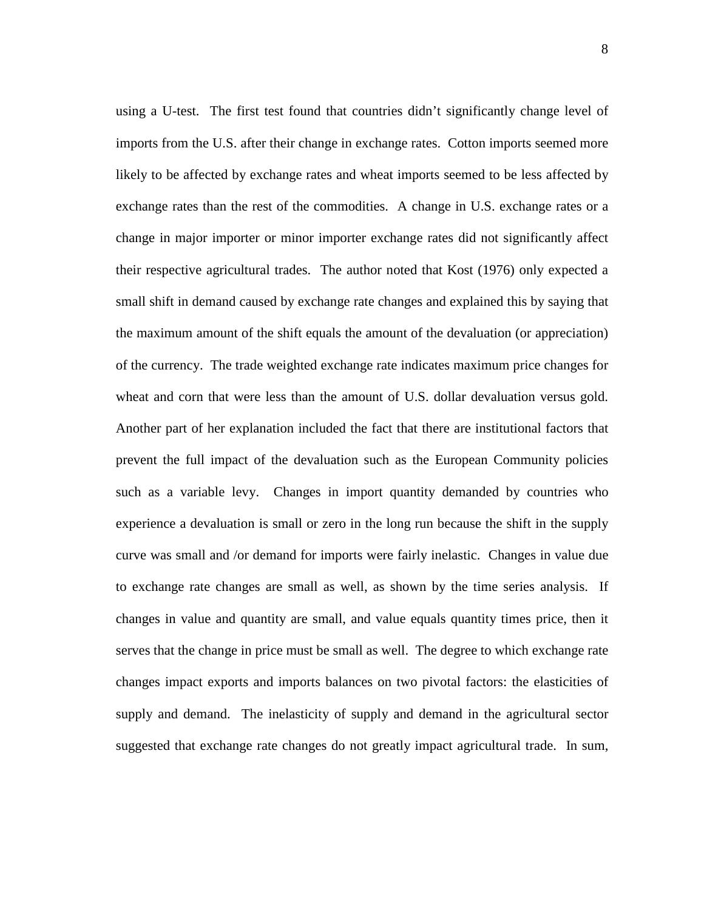using a U-test. The first test found that countries didn't significantly change level of imports from the U.S. after their change in exchange rates. Cotton imports seemed more likely to be affected by exchange rates and wheat imports seemed to be less affected by exchange rates than the rest of the commodities. A change in U.S. exchange rates or a change in major importer or minor importer exchange rates did not significantly affect their respective agricultural trades. The author noted that Kost (1976) only expected a small shift in demand caused by exchange rate changes and explained this by saying that the maximum amount of the shift equals the amount of the devaluation (or appreciation) of the currency. The trade weighted exchange rate indicates maximum price changes for wheat and corn that were less than the amount of U.S. dollar devaluation versus gold. Another part of her explanation included the fact that there are institutional factors that prevent the full impact of the devaluation such as the European Community policies such as a variable levy. Changes in import quantity demanded by countries who experience a devaluation is small or zero in the long run because the shift in the supply curve was small and /or demand for imports were fairly inelastic. Changes in value due to exchange rate changes are small as well, as shown by the time series analysis. If changes in value and quantity are small, and value equals quantity times price, then it serves that the change in price must be small as well. The degree to which exchange rate changes impact exports and imports balances on two pivotal factors: the elasticities of supply and demand. The inelasticity of supply and demand in the agricultural sector suggested that exchange rate changes do not greatly impact agricultural trade. In sum,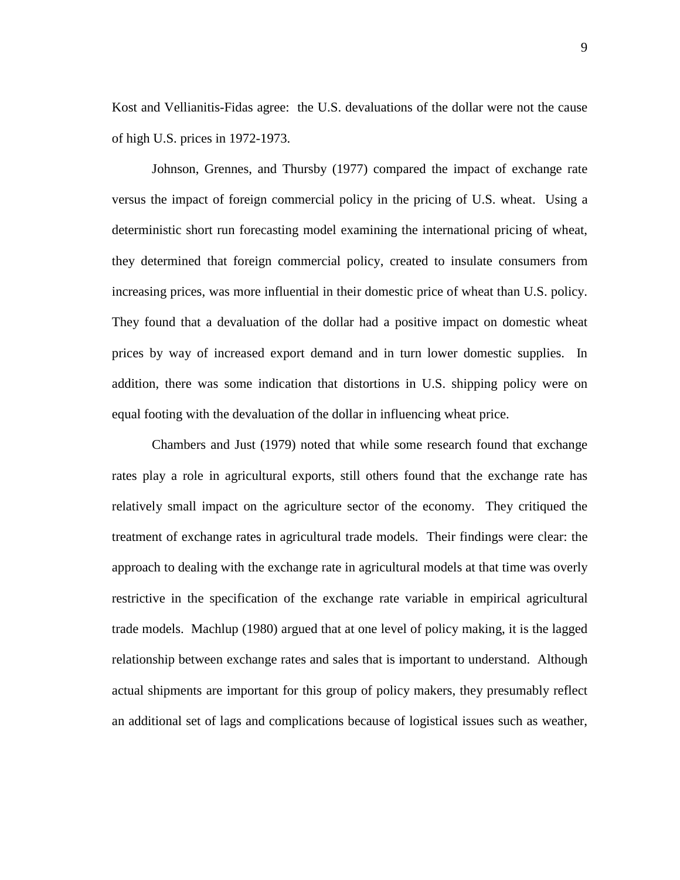Kost and Vellianitis-Fidas agree: the U.S. devaluations of the dollar were not the cause of high U.S. prices in 1972-1973.

Johnson, Grennes, and Thursby (1977) compared the impact of exchange rate versus the impact of foreign commercial policy in the pricing of U.S. wheat. Using a deterministic short run forecasting model examining the international pricing of wheat, they determined that foreign commercial policy, created to insulate consumers from increasing prices, was more influential in their domestic price of wheat than U.S. policy. They found that a devaluation of the dollar had a positive impact on domestic wheat prices by way of increased export demand and in turn lower domestic supplies. In addition, there was some indication that distortions in U.S. shipping policy were on equal footing with the devaluation of the dollar in influencing wheat price.

Chambers and Just (1979) noted that while some research found that exchange rates play a role in agricultural exports, still others found that the exchange rate has relatively small impact on the agriculture sector of the economy. They critiqued the treatment of exchange rates in agricultural trade models. Their findings were clear: the approach to dealing with the exchange rate in agricultural models at that time was overly restrictive in the specification of the exchange rate variable in empirical agricultural trade models. Machlup (1980) argued that at one level of policy making, it is the lagged relationship between exchange rates and sales that is important to understand. Although actual shipments are important for this group of policy makers, they presumably reflect an additional set of lags and complications because of logistical issues such as weather,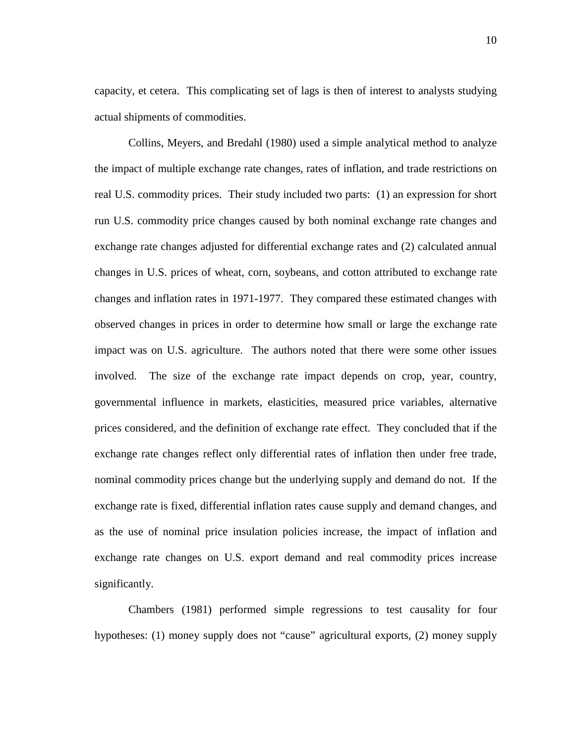capacity, et cetera. This complicating set of lags is then of interest to analysts studying actual shipments of commodities.

Collins, Meyers, and Bredahl (1980) used a simple analytical method to analyze the impact of multiple exchange rate changes, rates of inflation, and trade restrictions on real U.S. commodity prices. Their study included two parts: (1) an expression for short run U.S. commodity price changes caused by both nominal exchange rate changes and exchange rate changes adjusted for differential exchange rates and (2) calculated annual changes in U.S. prices of wheat, corn, soybeans, and cotton attributed to exchange rate changes and inflation rates in 1971-1977. They compared these estimated changes with observed changes in prices in order to determine how small or large the exchange rate impact was on U.S. agriculture. The authors noted that there were some other issues involved. The size of the exchange rate impact depends on crop, year, country, governmental influence in markets, elasticities, measured price variables, alternative prices considered, and the definition of exchange rate effect. They concluded that if the exchange rate changes reflect only differential rates of inflation then under free trade, nominal commodity prices change but the underlying supply and demand do not. If the exchange rate is fixed, differential inflation rates cause supply and demand changes, and as the use of nominal price insulation policies increase, the impact of inflation and exchange rate changes on U.S. export demand and real commodity prices increase significantly.

Chambers (1981) performed simple regressions to test causality for four hypotheses: (1) money supply does not "cause" agricultural exports, (2) money supply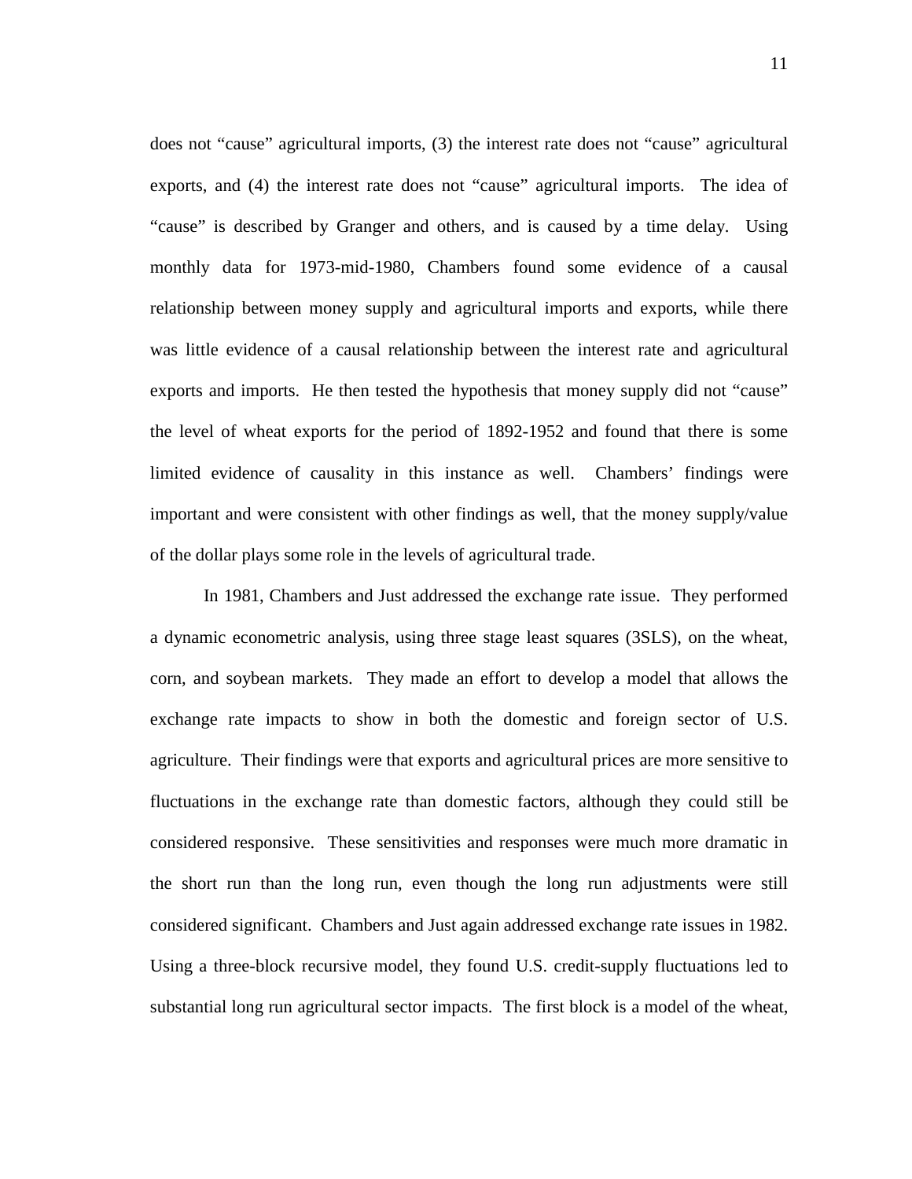does not “cause” agricultural imports, (3) the interest rate does not “cause” agricultural exports, and (4) the interest rate does not “cause” agricultural imports. The idea of “cause” is described by Granger and others, and is caused by a time delay. Using monthly data for 1973-mid-1980, Chambers found some evidence of a causal relationship between money supply and agricultural imports and exports, while there was little evidence of a causal relationship between the interest rate and agricultural exports and imports. He then tested the hypothesis that money supply did not “cause” the level of wheat exports for the period of 1892-1952 and found that there is some limited evidence of causality in this instance as well. Chambers’ findings were important and were consistent with other findings as well, that the money supply/value of the dollar plays some role in the levels of agricultural trade.

In 1981, Chambers and Just addressed the exchange rate issue. They performed a dynamic econometric analysis, using three stage least squares (3SLS), on the wheat, corn, and soybean markets. They made an effort to develop a model that allows the exchange rate impacts to show in both the domestic and foreign sector of U.S. agriculture. Their findings were that exports and agricultural prices are more sensitive to fluctuations in the exchange rate than domestic factors, although they could still be considered responsive. These sensitivities and responses were much more dramatic in the short run than the long run, even though the long run adjustments were still considered significant. Chambers and Just again addressed exchange rate issues in 1982. Using a three-block recursive model, they found U.S. credit-supply fluctuations led to substantial long run agricultural sector impacts. The first block is a model of the wheat,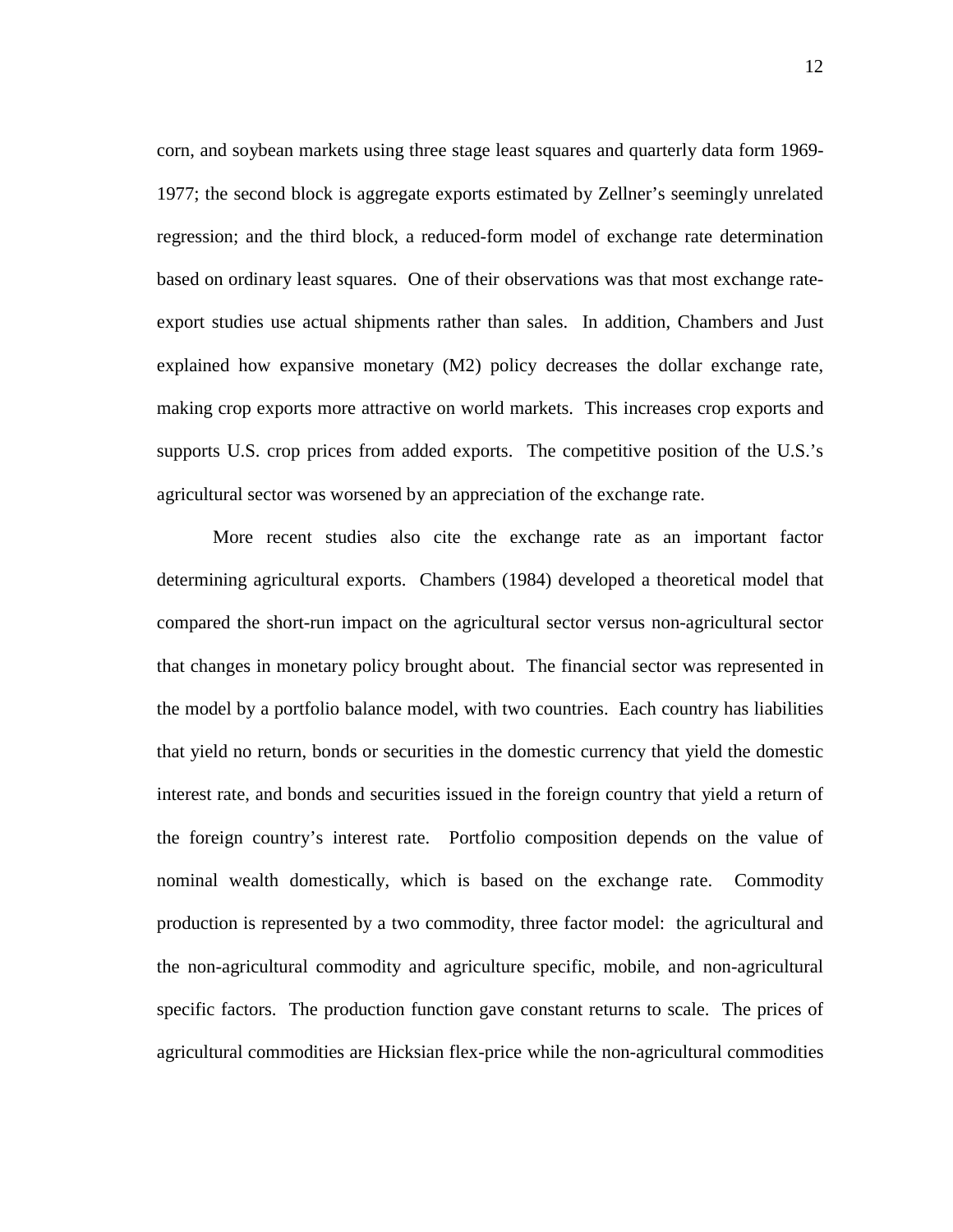corn, and soybean markets using three stage least squares and quarterly data form 1969-1977; the second block is aggregate exports estimated by Zellner's seemingly unrelated regression; and the third block, a reduced-form model of exchange rate determination based on ordinary least squares. One of their observations was that most exchange rate-export studies use actual shipments rather than sales. In addition, Chambers and Just explained how expansive monetary (M2) policy decreases the dollar exchange rate, making crop exports more attractive on world markets. This increases crop exports and supports U.S. crop prices from added exports. The competitive position of the U.S.'s agricultural sector was worsened by an appreciation of the exchange rate.

More recent studies also cite the exchange rate as an important factor determining agricultural exports. Chambers (1984) developed a theoretical model that compared the short-run impact on the agricultural sector versus non-agricultural sector that changes in monetary policy brought about. The financial sector was represented in the model by a portfolio balance model, with two countries. Each country has liabilities that yield no return, bonds or securities in the domestic currency that yield the domestic interest rate, and bonds and securities issued in the foreign country that yield a return of the foreign country's interest rate. Portfolio composition depends on the value of nominal wealth domestically, which is based on the exchange rate. Commodity production is represented by a two commodity, three factor model: the agricultural and the non-agricultural commodity and agriculture specific, mobile, and non-agricultural specific factors. The production function gave constant returns to scale. The prices of agricultural commodities are Hicksian flex-price while the non-agricultural commodities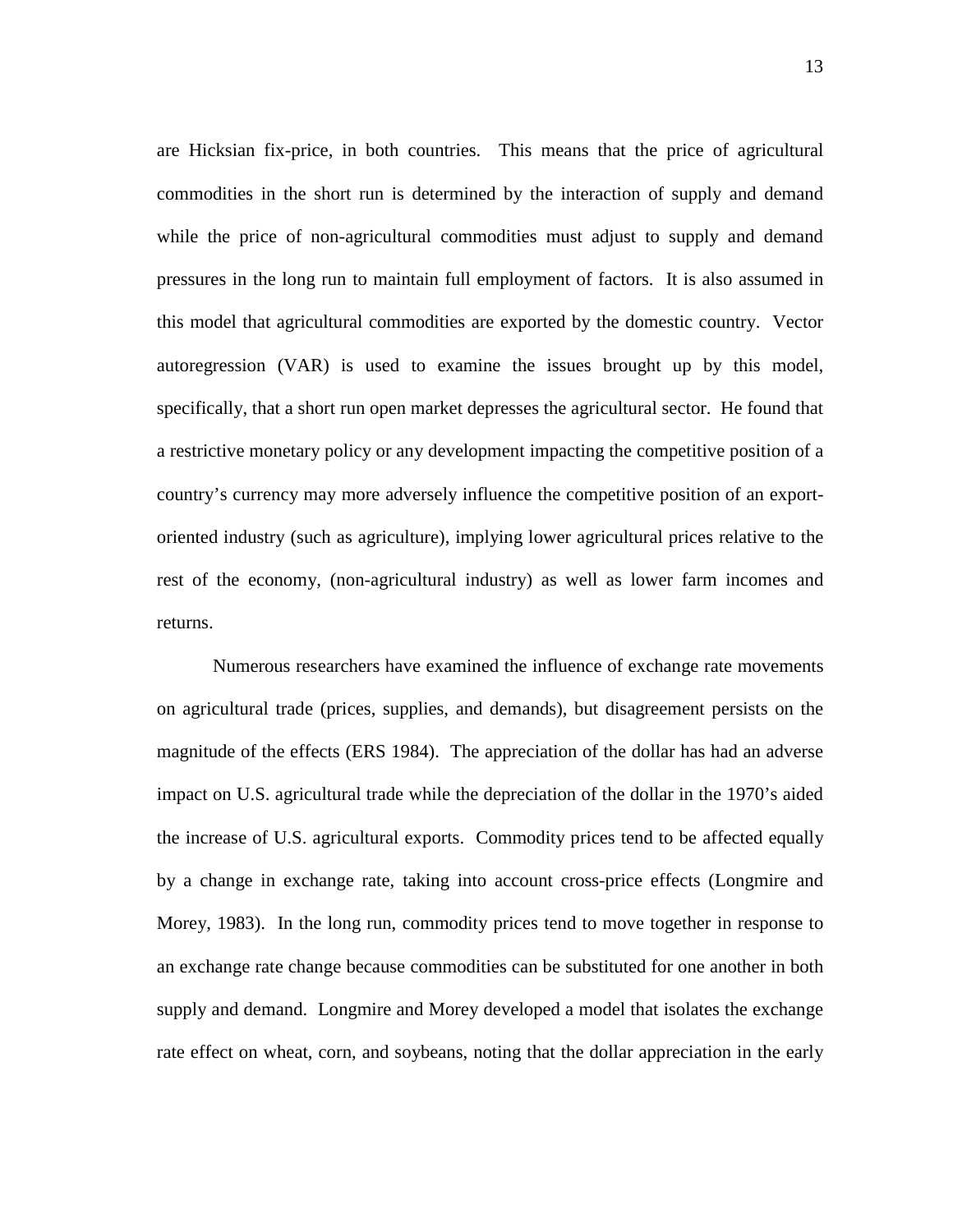are Hicksian fix-price, in both countries. This means that the price of agricultural commodities in the short run is determined by the interaction of supply and demand while the price of non-agricultural commodities must adjust to supply and demand pressures in the long run to maintain full employment of factors. It is also assumed in this model that agricultural commodities are exported by the domestic country. Vector autoregression (VAR) is used to examine the issues brought up by this model, specifically, that a short run open market depresses the agricultural sector. He found that a restrictive monetary policy or any development impacting the competitive position of a country's currency may more adversely influence the competitive position of an export-oriented industry (such as agriculture), implying lower agricultural prices relative to the rest of the economy, (non-agricultural industry) as well as lower farm incomes and returns.

Numerous researchers have examined the influence of exchange rate movements on agricultural trade (prices, supplies, and demands), but disagreement persists on the magnitude of the effects (ERS 1984). The appreciation of the dollar has had an adverse impact on U.S. agricultural trade while the depreciation of the dollar in the 1970's aided the increase of U.S. agricultural exports. Commodity prices tend to be affected equally by a change in exchange rate, taking into account cross-price effects (Longmire and Morey, 1983). In the long run, commodity prices tend to move together in response to an exchange rate change because commodities can be substituted for one another in both supply and demand. Longmire and Morey developed a model that isolates the exchange rate effect on wheat, corn, and soybeans, noting that the dollar appreciation in the early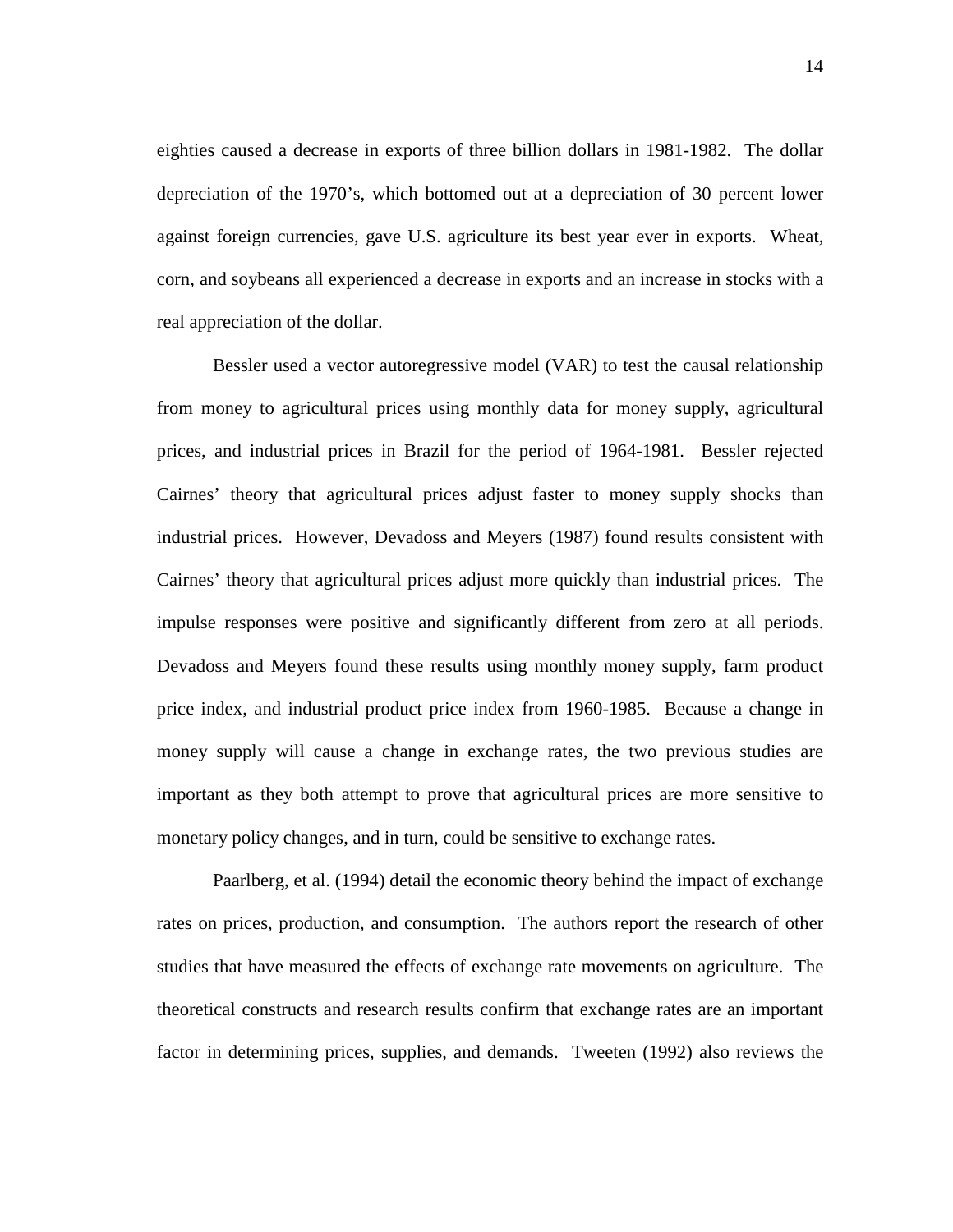eighties caused a decrease in exports of three billion dollars in 1981-1982. The dollar depreciation of the 1970's, which bottomed out at a depreciation of 30 percent lower against foreign currencies, gave U.S. agriculture its best year ever in exports. Wheat, corn, and soybeans all experienced a decrease in exports and an increase in stocks with a real appreciation of the dollar.

Bessler used a vector autoregressive model (VAR) to test the causal relationship from money to agricultural prices using monthly data for money supply, agricultural prices, and industrial prices in Brazil for the period of 1964-1981. Bessler rejected Cairnes' theory that agricultural prices adjust faster to money supply shocks than industrial prices. However, Devadoss and Meyers (1987) found results consistent with Cairnes' theory that agricultural prices adjust more quickly than industrial prices. The impulse responses were positive and significantly different from zero at all periods. Devadoss and Meyers found these results using monthly money supply, farm product price index, and industrial product price index from 1960-1985. Because a change in money supply will cause a change in exchange rates, the two previous studies are important as they both attempt to prove that agricultural prices are more sensitive to monetary policy changes, and in turn, could be sensitive to exchange rates.

Paarlberg, et al. (1994) detail the economic theory behind the impact of exchange rates on prices, production, and consumption. The authors report the research of other studies that have measured the effects of exchange rate movements on agriculture. The theoretical constructs and research results confirm that exchange rates are an important factor in determining prices, supplies, and demands. Tweeten (1992) also reviews the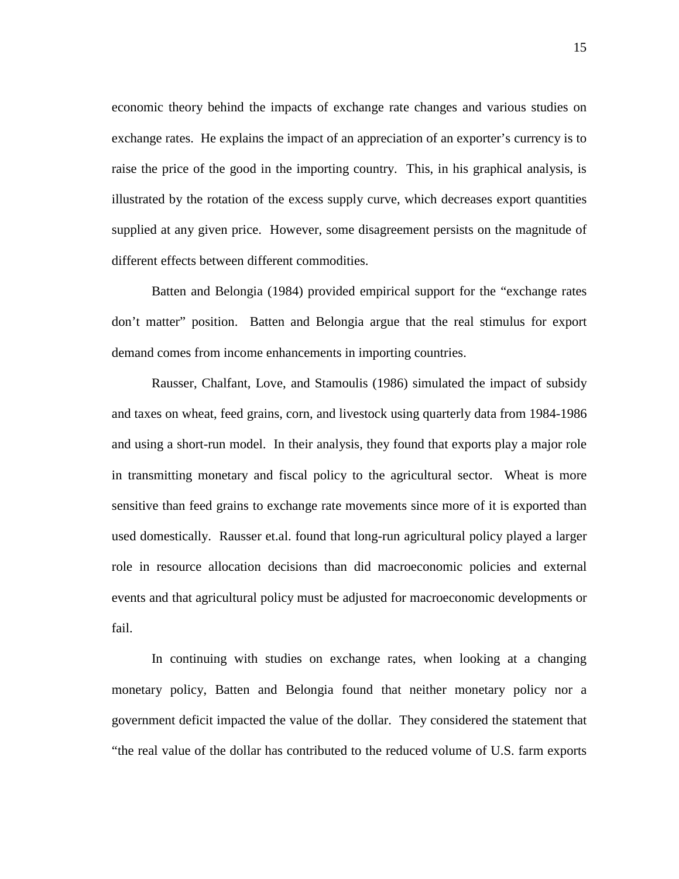economic theory behind the impacts of exchange rate changes and various studies on exchange rates. He explains the impact of an appreciation of an exporter's currency is to raise the price of the good in the importing country. This, in his graphical analysis, is illustrated by the rotation of the excess supply curve, which decreases export quantities supplied at any given price. However, some disagreement persists on the magnitude of different effects between different commodities.

Batten and Belongia (1984) provided empirical support for the "exchange rates don't matter" position. Batten and Belongia argue that the real stimulus for export demand comes from income enhancements in importing countries.

Rausser, Chalfant, Love, and Stamoulis (1986) simulated the impact of subsidy and taxes on wheat, feed grains, corn, and livestock using quarterly data from 1984-1986 and using a short-run model. In their analysis, they found that exports play a major role in transmitting monetary and fiscal policy to the agricultural sector. Wheat is more sensitive than feed grains to exchange rate movements since more of it is exported than used domestically. Rausser et.al. found that long-run agricultural policy played a larger role in resource allocation decisions than did macroeconomic policies and external events and that agricultural policy must be adjusted for macroeconomic developments or fail.

In continuing with studies on exchange rates, when looking at a changing monetary policy, Batten and Belongia found that neither monetary policy nor a government deficit impacted the value of the dollar. They considered the statement that "the real value of the dollar has contributed to the reduced volume of U.S. farm exports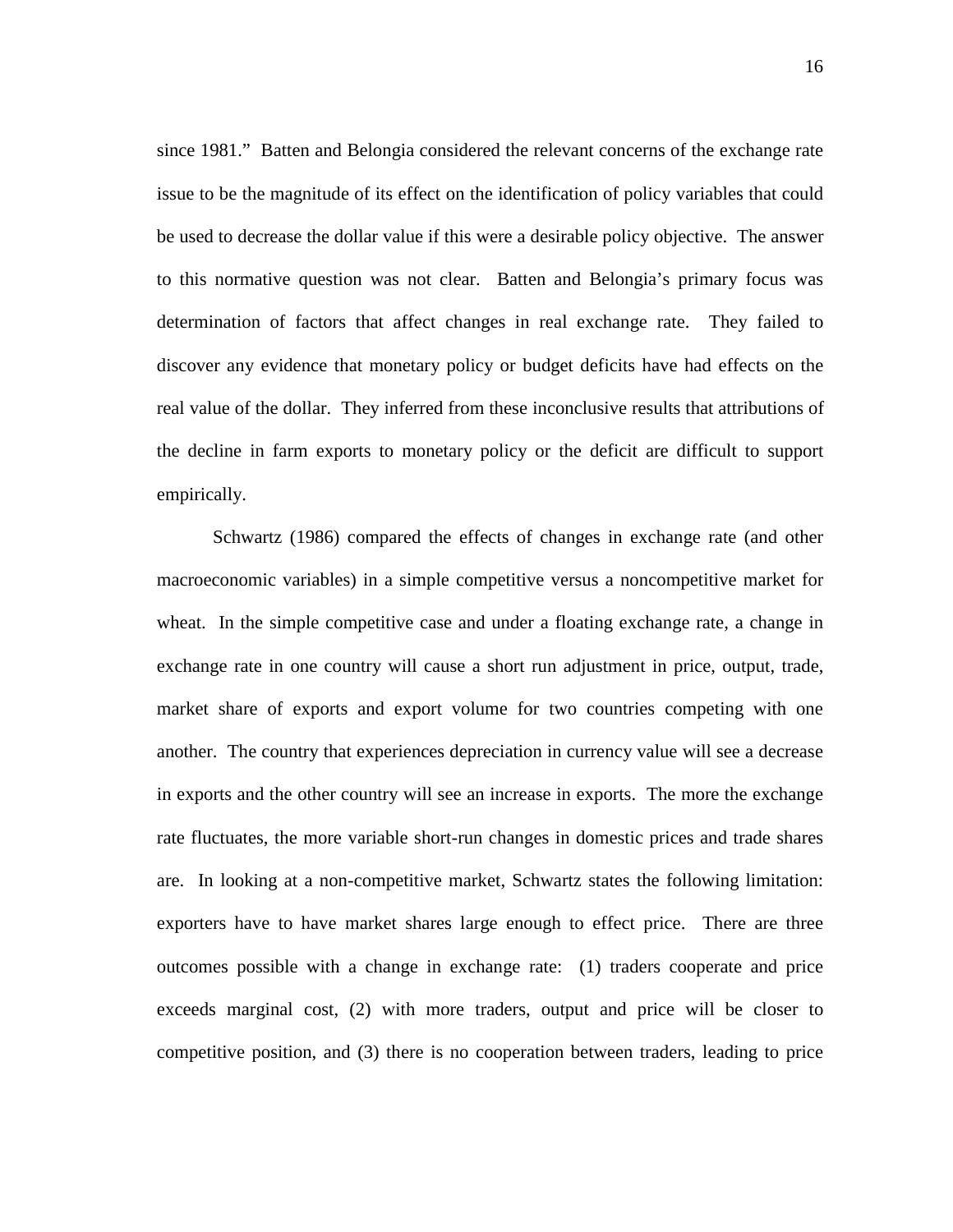since 1981." Batten and Belongia considered the relevant concerns of the exchange rate issue to be the magnitude of its effect on the identification of policy variables that could be used to decrease the dollar value if this were a desirable policy objective. The answer to this normative question was not clear. Batten and Belongia's primary focus was determination of factors that affect changes in real exchange rate. They failed to discover any evidence that monetary policy or budget deficits have had effects on the real value of the dollar. They inferred from these inconclusive results that attributions of the decline in farm exports to monetary policy or the deficit are difficult to support empirically.

Schwartz (1986) compared the effects of changes in exchange rate (and other macroeconomic variables) in a simple competitive versus a noncompetitive market for wheat. In the simple competitive case and under a floating exchange rate, a change in exchange rate in one country will cause a short run adjustment in price, output, trade, market share of exports and export volume for two countries competing with one another. The country that experiences depreciation in currency value will see a decrease in exports and the other country will see an increase in exports. The more the exchange rate fluctuates, the more variable short-run changes in domestic prices and trade shares are. In looking at a non-competitive market, Schwartz states the following limitation: exporters have to have market shares large enough to effect price. There are three outcomes possible with a change in exchange rate: (1) traders cooperate and price exceeds marginal cost, (2) with more traders, output and price will be closer to competitive position, and (3) there is no cooperation between traders, leading to price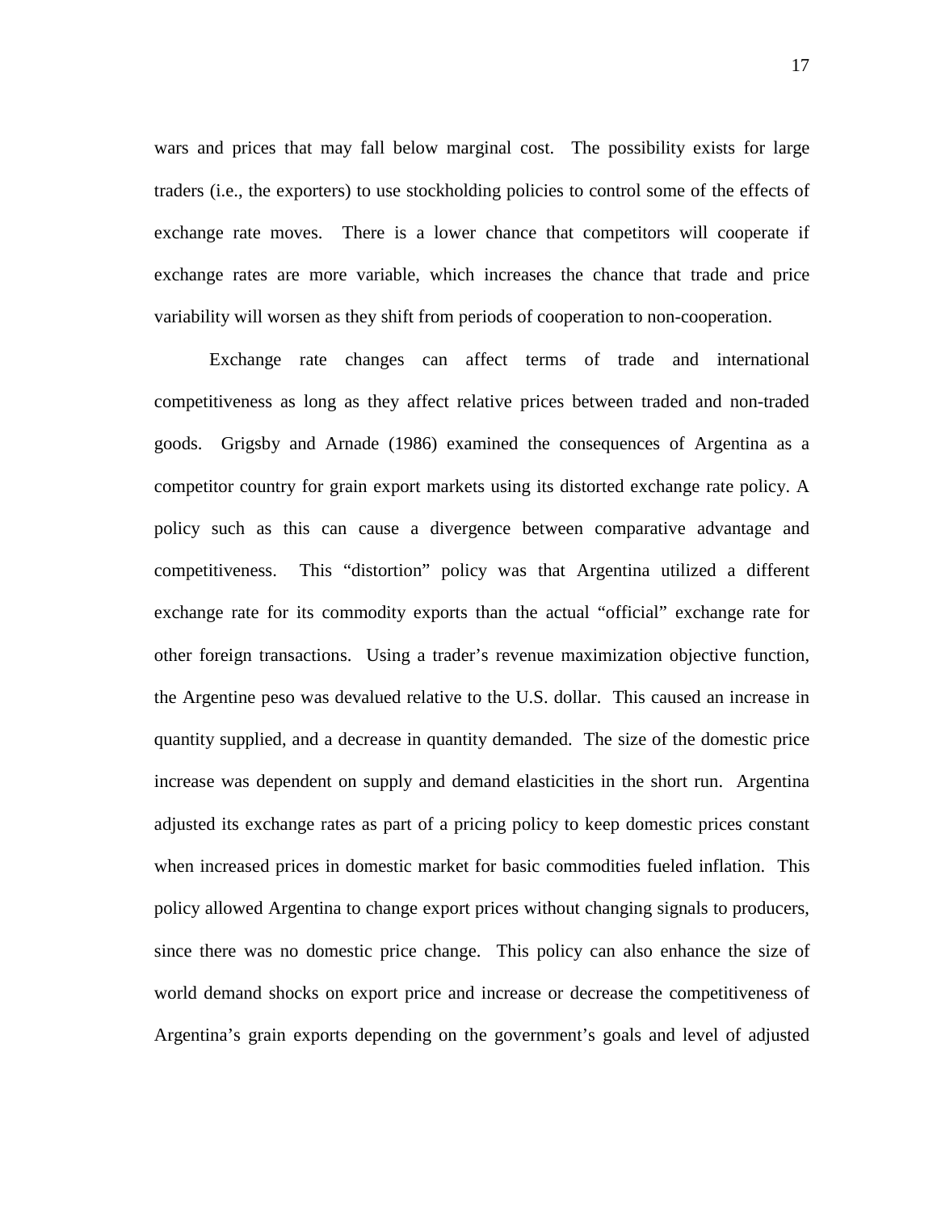wars and prices that may fall below marginal cost. The possibility exists for large traders (i.e., the exporters) to use stockholding policies to control some of the effects of exchange rate moves. There is a lower chance that competitors will cooperate if exchange rates are more variable, which increases the chance that trade and price variability will worsen as they shift from periods of cooperation to non-cooperation.

Exchange rate changes can affect terms of trade and international competitiveness as long as they affect relative prices between traded and non-traded goods. Grigsby and Arnade (1986) examined the consequences of Argentina as a competitor country for grain export markets using its distorted exchange rate policy. A policy such as this can cause a divergence between comparative advantage and competitiveness. This "distortion" policy was that Argentina utilized a different exchange rate for its commodity exports than the actual "official" exchange rate for other foreign transactions. Using a trader's revenue maximization objective function, the Argentine peso was devalued relative to the U.S. dollar. This caused an increase in quantity supplied, and a decrease in quantity demanded. The size of the domestic price increase was dependent on supply and demand elasticities in the short run. Argentina adjusted its exchange rates as part of a pricing policy to keep domestic prices constant when increased prices in domestic market for basic commodities fueled inflation. This policy allowed Argentina to change export prices without changing signals to producers, since there was no domestic price change. This policy can also enhance the size of world demand shocks on export price and increase or decrease the competitiveness of Argentina's grain exports depending on the government's goals and level of adjusted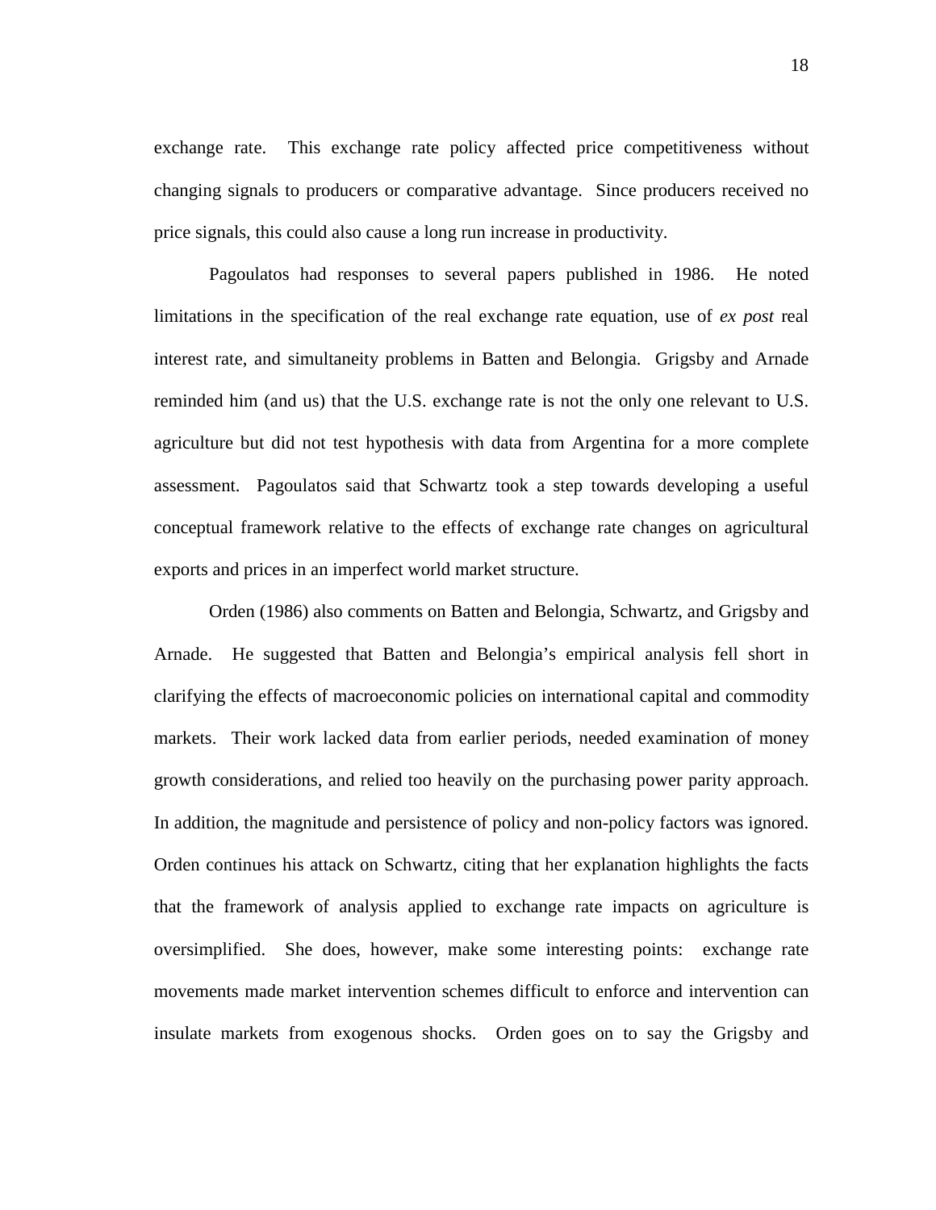exchange rate. This exchange rate policy affected price competitiveness without changing signals to producers or comparative advantage. Since producers received no price signals, this could also cause a long run increase in productivity.

Pagoulatos had responses to several papers published in 1986. He noted limitations in the specification of the real exchange rate equation, use of *ex post* real interest rate, and simultaneity problems in Batten and Belongia. Grigsby and Arnade reminded him (and us) that the U.S. exchange rate is not the only one relevant to U.S. agriculture but did not test hypothesis with data from Argentina for a more complete assessment. Pagoulatos said that Schwartz took a step towards developing a useful conceptual framework relative to the effects of exchange rate changes on agricultural exports and prices in an imperfect world market structure.

Orden (1986) also comments on Batten and Belongia, Schwartz, and Grigsby and Arnade. He suggested that Batten and Belongia's empirical analysis fell short in clarifying the effects of macroeconomic policies on international capital and commodity markets. Their work lacked data from earlier periods, needed examination of money growth considerations, and relied too heavily on the purchasing power parity approach. In addition, the magnitude and persistence of policy and non-policy factors was ignored. Orden continues his attack on Schwartz, citing that her explanation highlights the facts that the framework of analysis applied to exchange rate impacts on agriculture is oversimplified. She does, however, make some interesting points: exchange rate movements made market intervention schemes difficult to enforce and intervention can insulate markets from exogenous shocks. Orden goes on to say the Grigsby and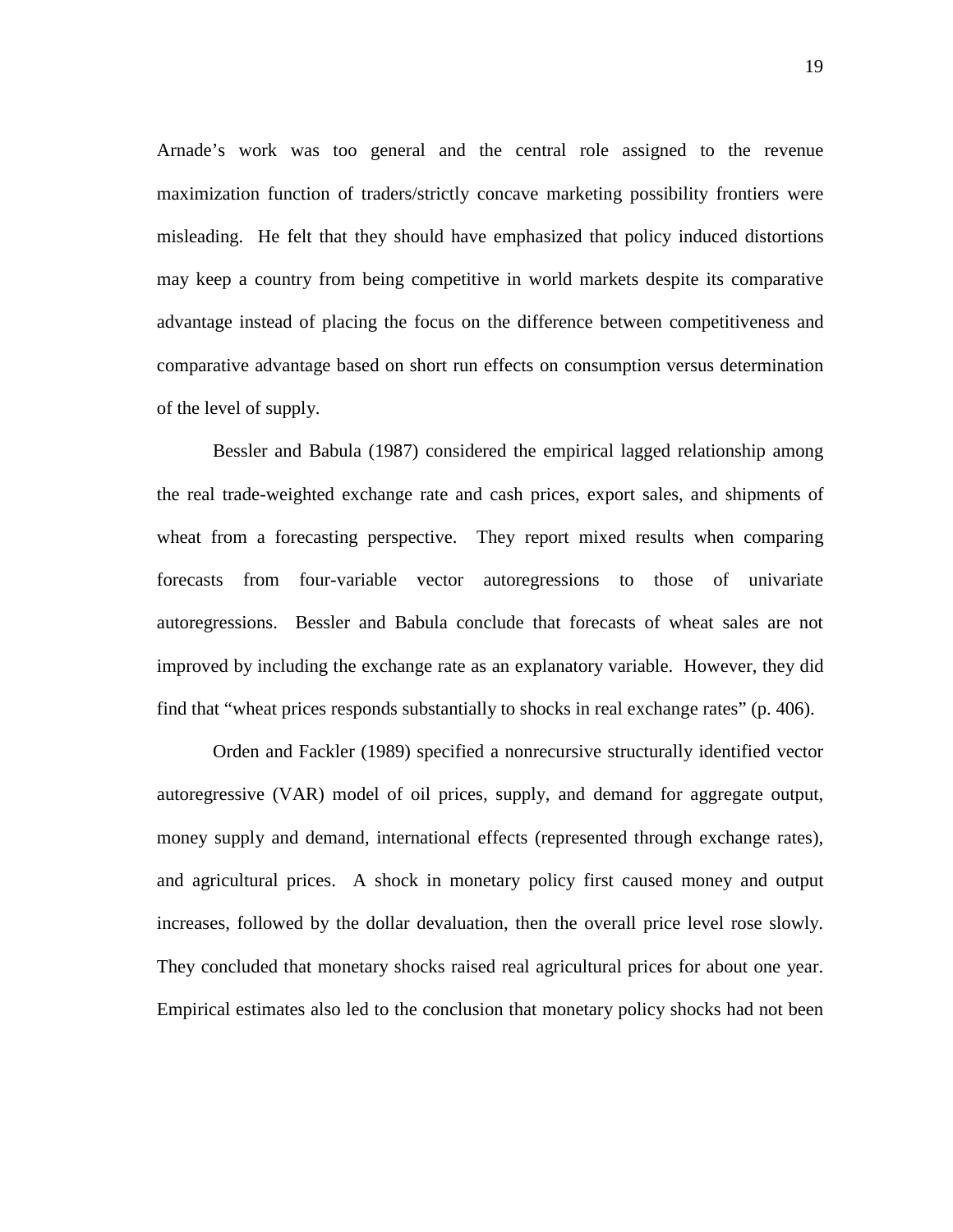Arnade's work was too general and the central role assigned to the revenue maximization function of traders/strictly concave marketing possibility frontiers were misleading. He felt that they should have emphasized that policy induced distortions may keep a country from being competitive in world markets despite its comparative advantage instead of placing the focus on the difference between competitiveness and comparative advantage based on short run effects on consumption versus determination of the level of supply.

Bessler and Babula (1987) considered the empirical lagged relationship among the real trade-weighted exchange rate and cash prices, export sales, and shipments of wheat from a forecasting perspective. They report mixed results when comparing forecasts from four-variable vector autoregressions to those of univariate autoregressions. Bessler and Babula conclude that forecasts of wheat sales are not improved by including the exchange rate as an explanatory variable. However, they did find that "wheat prices responds substantially to shocks in real exchange rates" (p. 406).

Orden and Fackler (1989) specified a nonrecursive structurally identified vector autoregressive (VAR) model of oil prices, supply, and demand for aggregate output, money supply and demand, international effects (represented through exchange rates), and agricultural prices. A shock in monetary policy first caused money and output increases, followed by the dollar devaluation, then the overall price level rose slowly. They concluded that monetary shocks raised real agricultural prices for about one year. Empirical estimates also led to the conclusion that monetary policy shocks had not been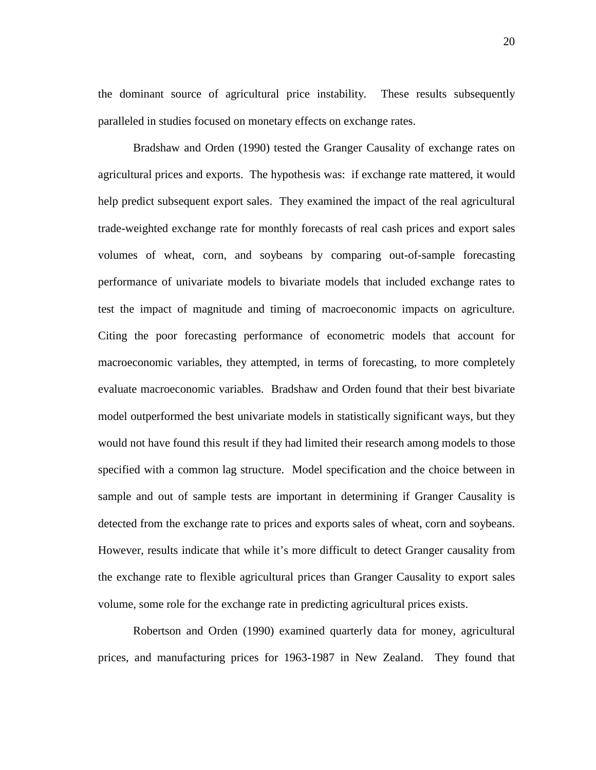the dominant source of agricultural price instability. These results subsequently paralleled in studies focused on monetary effects on exchange rates.

Bradshaw and Orden (1990) tested the Granger Causality of exchange rates on agricultural prices and exports. The hypothesis was: if exchange rate mattered, it would help predict subsequent export sales. They examined the impact of the real agricultural trade-weighted exchange rate for monthly forecasts of real cash prices and export sales volumes of wheat, corn, and soybeans by comparing out-of-sample forecasting performance of univariate models to bivariate models that included exchange rates to test the impact of magnitude and timing of macroeconomic impacts on agriculture. Citing the poor forecasting performance of econometric models that account for macroeconomic variables, they attempted, in terms of forecasting, to more completely evaluate macroeconomic variables. Bradshaw and Orden found that their best bivariate model outperformed the best univariate models in statistically significant ways, but they would not have found this result if they had limited their research among models to those specified with a common lag structure. Model specification and the choice between in sample and out of sample tests are important in determining if Granger Causality is detected from the exchange rate to prices and exports sales of wheat, corn and soybeans. However, results indicate that while it's more difficult to detect Granger causality from the exchange rate to flexible agricultural prices than Granger Causality to export sales volume, some role for the exchange rate in predicting agricultural prices exists.

Robertson and Orden (1990) examined quarterly data for money, agricultural prices, and manufacturing prices for 1963-1987 in New Zealand. They found that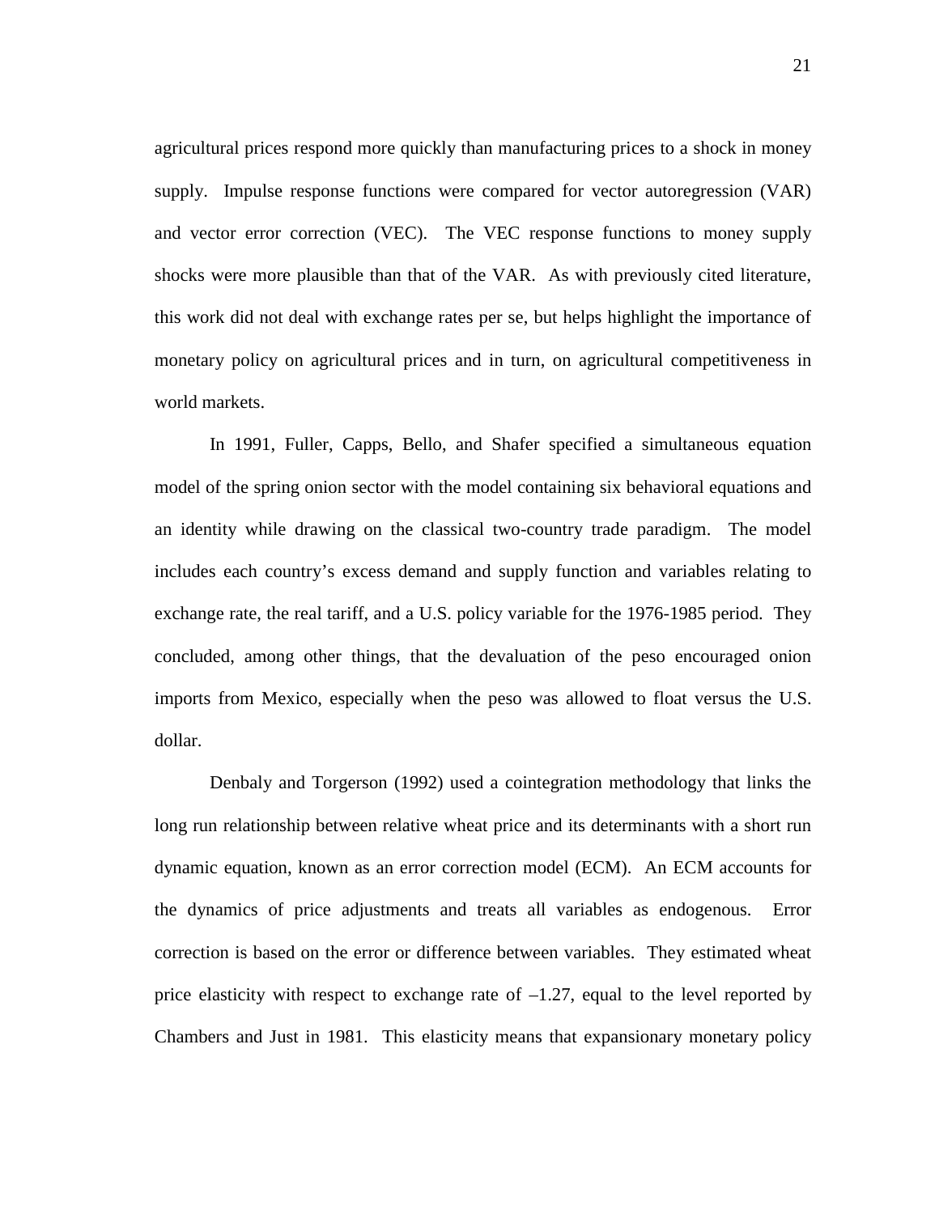agricultural prices respond more quickly than manufacturing prices to a shock in money supply. Impulse response functions were compared for vector autoregression (VAR) and vector error correction (VEC). The VEC response functions to money supply shocks were more plausible than that of the VAR. As with previously cited literature, this work did not deal with exchange rates per se, but helps highlight the importance of monetary policy on agricultural prices and in turn, on agricultural competitiveness in world markets.

In 1991, Fuller, Capps, Bello, and Shafer specified a simultaneous equation model of the spring onion sector with the model containing six behavioral equations and an identity while drawing on the classical two-country trade paradigm. The model includes each country's excess demand and supply function and variables relating to exchange rate, the real tariff, and a U.S. policy variable for the 1976-1985 period. They concluded, among other things, that the devaluation of the peso encouraged onion imports from Mexico, especially when the peso was allowed to float versus the U.S. dollar.

Denbaly and Torgerson (1992) used a cointegration methodology that links the long run relationship between relative wheat price and its determinants with a short run dynamic equation, known as an error correction model (ECM). An ECM accounts for the dynamics of price adjustments and treats all variables as endogenous. Error correction is based on the error or difference between variables. They estimated wheat price elasticity with respect to exchange rate of –1.27, equal to the level reported by Chambers and Just in 1981. This elasticity means that expansionary monetary policy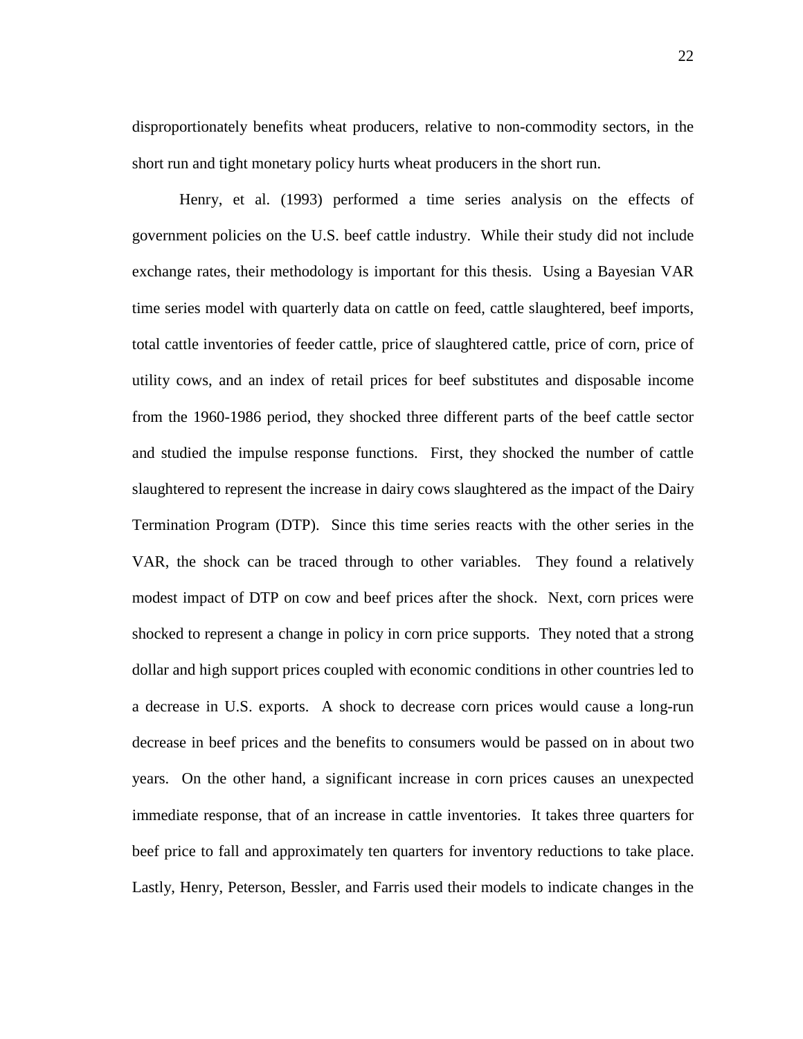disproportionately benefits wheat producers, relative to non-commodity sectors, in the short run and tight monetary policy hurts wheat producers in the short run.

Henry, et al. (1993) performed a time series analysis on the effects of government policies on the U.S. beef cattle industry. While their study did not include exchange rates, their methodology is important for this thesis. Using a Bayesian VAR time series model with quarterly data on cattle on feed, cattle slaughtered, beef imports, total cattle inventories of feeder cattle, price of slaughtered cattle, price of corn, price of utility cows, and an index of retail prices for beef substitutes and disposable income from the 1960-1986 period, they shocked three different parts of the beef cattle sector and studied the impulse response functions. First, they shocked the number of cattle slaughtered to represent the increase in dairy cows slaughtered as the impact of the Dairy Termination Program (DTP). Since this time series reacts with the other series in the VAR, the shock can be traced through to other variables. They found a relatively modest impact of DTP on cow and beef prices after the shock. Next, corn prices were shocked to represent a change in policy in corn price supports. They noted that a strong dollar and high support prices coupled with economic conditions in other countries led to a decrease in U.S. exports. A shock to decrease corn prices would cause a long-run decrease in beef prices and the benefits to consumers would be passed on in about two years. On the other hand, a significant increase in corn prices causes an unexpected immediate response, that of an increase in cattle inventories. It takes three quarters for beef price to fall and approximately ten quarters for inventory reductions to take place. Lastly, Henry, Peterson, Bessler, and Farris used their models to indicate changes in the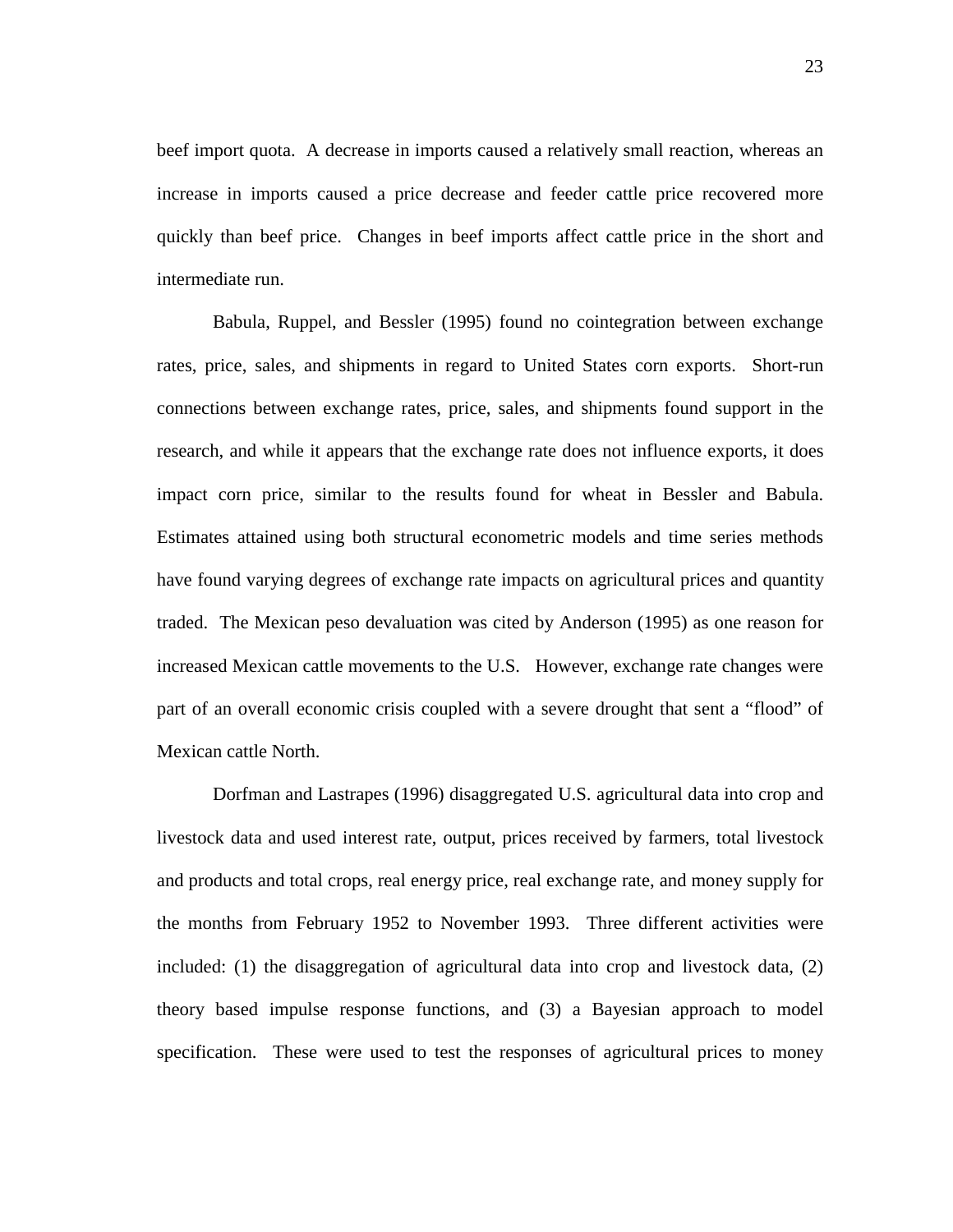beef import quota. A decrease in imports caused a relatively small reaction, whereas an increase in imports caused a price decrease and feeder cattle price recovered more quickly than beef price. Changes in beef imports affect cattle price in the short and intermediate run.

Babula, Ruppel, and Bessler (1995) found no cointegration between exchange rates, price, sales, and shipments in regard to United States corn exports. Short-run connections between exchange rates, price, sales, and shipments found support in the research, and while it appears that the exchange rate does not influence exports, it does impact corn price, similar to the results found for wheat in Bessler and Babula. Estimates attained using both structural econometric models and time series methods have found varying degrees of exchange rate impacts on agricultural prices and quantity traded. The Mexican peso devaluation was cited by Anderson (1995) as one reason for increased Mexican cattle movements to the U.S. However, exchange rate changes were part of an overall economic crisis coupled with a severe drought that sent a "flood" of Mexican cattle North.

Dorfman and Lastrapes (1996) disaggregated U.S. agricultural data into crop and livestock data and used interest rate, output, prices received by farmers, total livestock and products and total crops, real energy price, real exchange rate, and money supply for the months from February 1952 to November 1993. Three different activities were included: (1) the disaggregation of agricultural data into crop and livestock data, (2) theory based impulse response functions, and (3) a Bayesian approach to model specification. These were used to test the responses of agricultural prices to money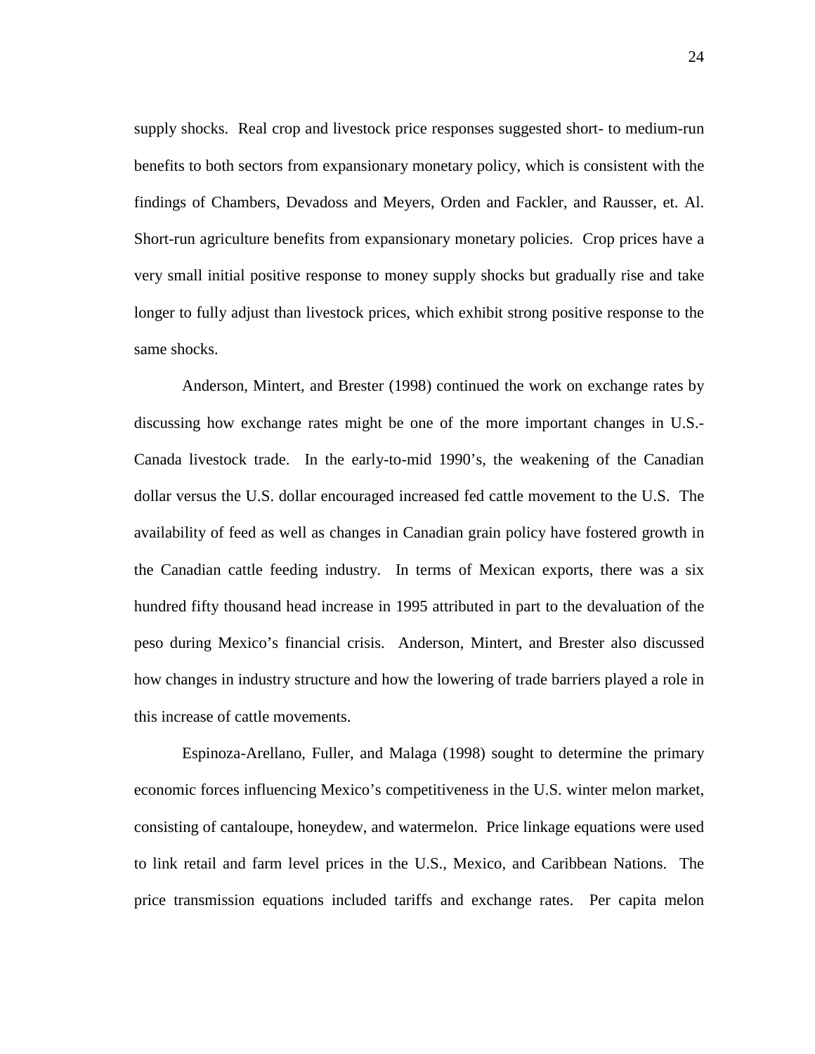supply shocks. Real crop and livestock price responses suggested short- to medium-run benefits to both sectors from expansionary monetary policy, which is consistent with the findings of Chambers, Devadoss and Meyers, Orden and Fackler, and Rausser, et. Al. Short-run agriculture benefits from expansionary monetary policies. Crop prices have a very small initial positive response to money supply shocks but gradually rise and take longer to fully adjust than livestock prices, which exhibit strong positive response to the same shocks.

Anderson, Mintert, and Brester (1998) continued the work on exchange rates by discussing how exchange rates might be one of the more important changes in U.S.-Canada livestock trade. In the early-to-mid 1990's, the weakening of the Canadian dollar versus the U.S. dollar encouraged increased fed cattle movement to the U.S. The availability of feed as well as changes in Canadian grain policy have fostered growth in the Canadian cattle feeding industry. In terms of Mexican exports, there was a six hundred fifty thousand head increase in 1995 attributed in part to the devaluation of the peso during Mexico's financial crisis. Anderson, Mintert, and Brester also discussed how changes in industry structure and how the lowering of trade barriers played a role in this increase of cattle movements.

Espinoza-Arellano, Fuller, and Malaga (1998) sought to determine the primary economic forces influencing Mexico's competitiveness in the U.S. winter melon market, consisting of cantaloupe, honeydew, and watermelon. Price linkage equations were used to link retail and farm level prices in the U.S., Mexico, and Caribbean Nations. The price transmission equations included tariffs and exchange rates. Per capita melon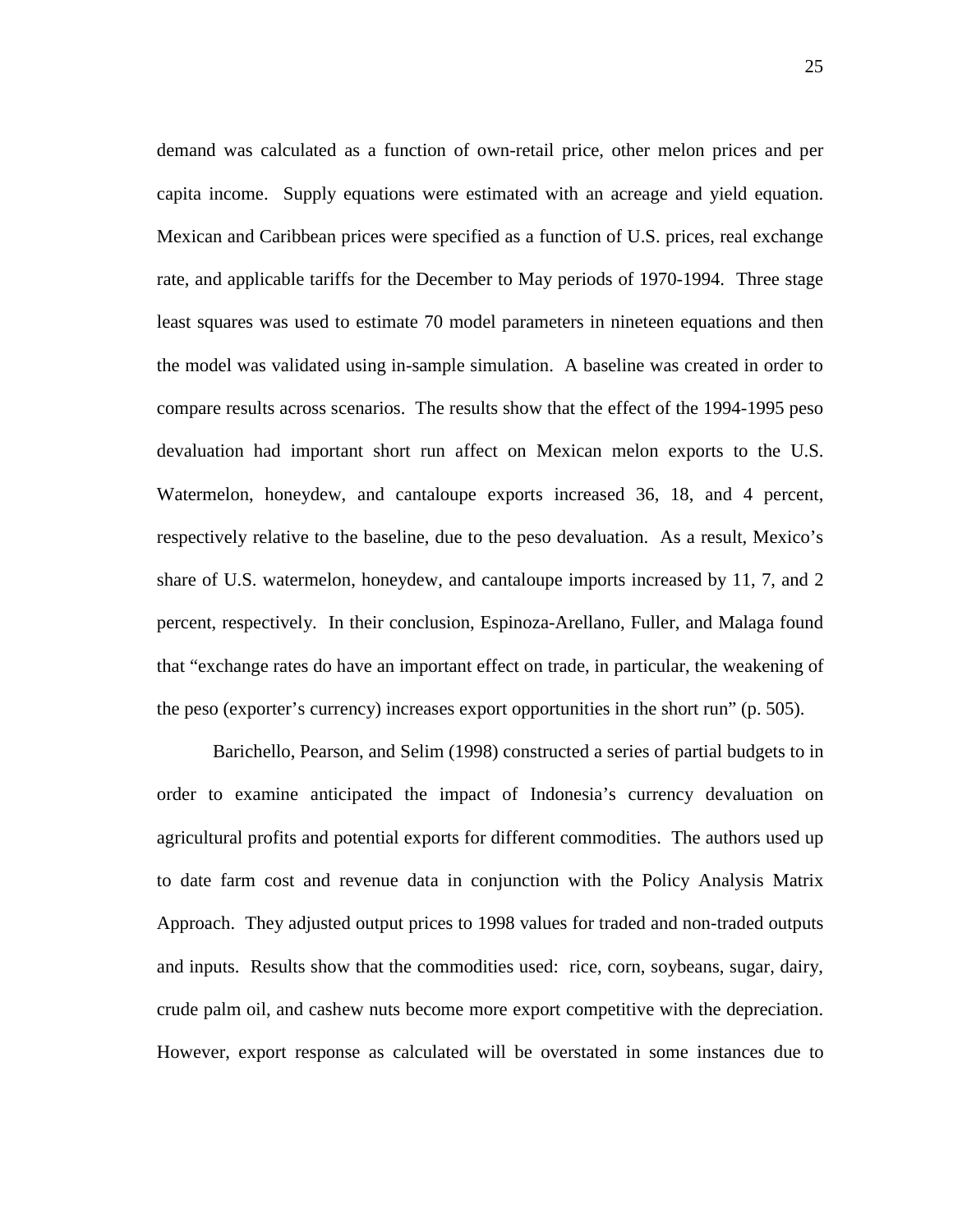demand was calculated as a function of own-retail price, other melon prices and per capita income. Supply equations were estimated with an acreage and yield equation. Mexican and Caribbean prices were specified as a function of U.S. prices, real exchange rate, and applicable tariffs for the December to May periods of 1970-1994. Three stage least squares was used to estimate 70 model parameters in nineteen equations and then the model was validated using in-sample simulation. A baseline was created in order to compare results across scenarios. The results show that the effect of the 1994-1995 peso devaluation had important short run affect on Mexican melon exports to the U.S. Watermelon, honeydew, and cantaloupe exports increased 36, 18, and 4 percent, respectively relative to the baseline, due to the peso devaluation. As a result, Mexico's share of U.S. watermelon, honeydew, and cantaloupe imports increased by 11, 7, and 2 percent, respectively. In their conclusion, Espinoza-Arellano, Fuller, and Malaga found that "exchange rates do have an important effect on trade, in particular, the weakening of the peso (exporter's currency) increases export opportunities in the short run" (p. 505).

Barichello, Pearson, and Selim (1998) constructed a series of partial budgets to in order to examine anticipated the impact of Indonesia's currency devaluation on agricultural profits and potential exports for different commodities. The authors used up to date farm cost and revenue data in conjunction with the Policy Analysis Matrix Approach. They adjusted output prices to 1998 values for traded and non-traded outputs and inputs. Results show that the commodities used: rice, corn, soybeans, sugar, dairy, crude palm oil, and cashew nuts become more export competitive with the depreciation. However, export response as calculated will be overstated in some instances due to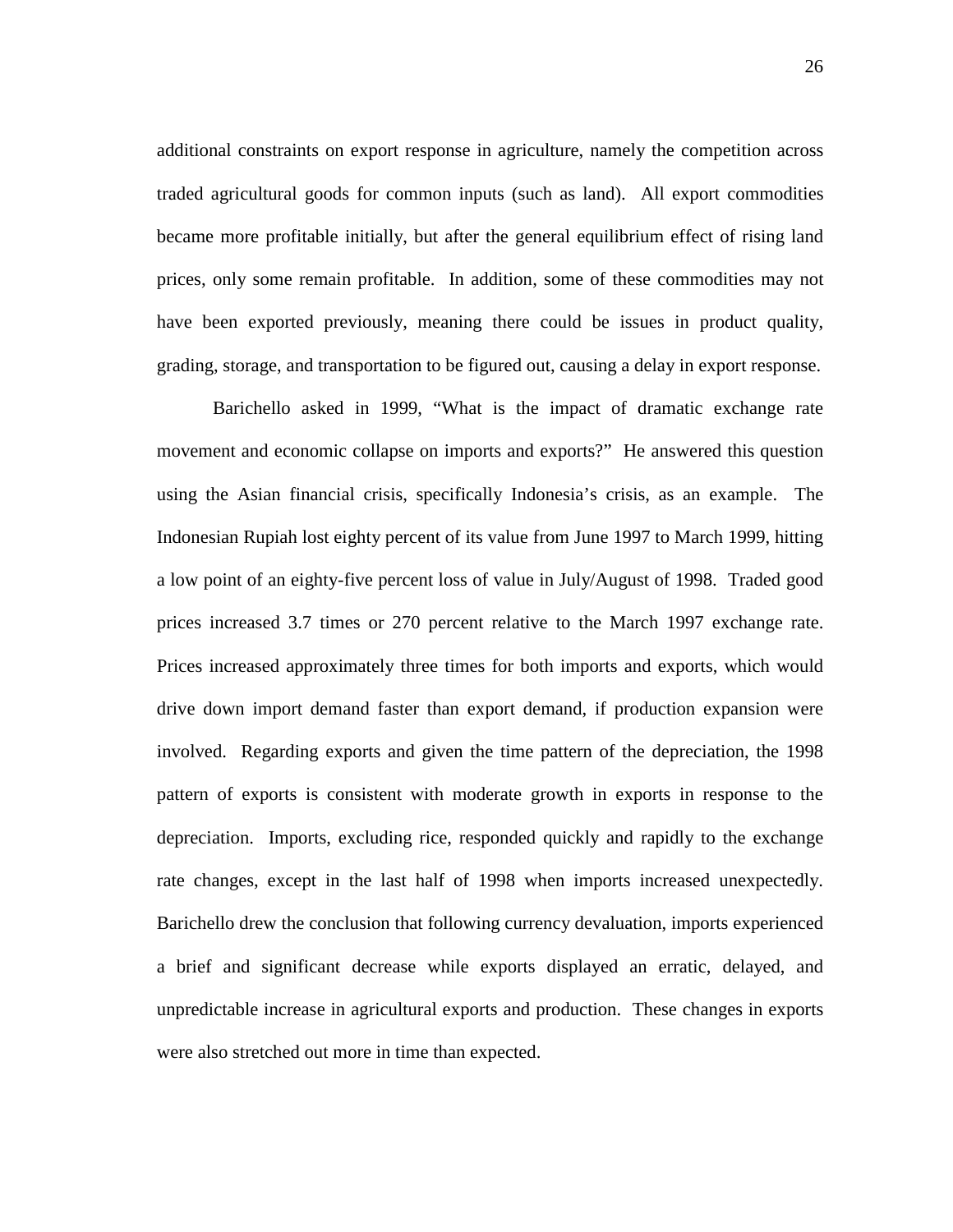additional constraints on export response in agriculture, namely the competition across traded agricultural goods for common inputs (such as land). All export commodities became more profitable initially, but after the general equilibrium effect of rising land prices, only some remain profitable. In addition, some of these commodities may not have been exported previously, meaning there could be issues in product quality, grading, storage, and transportation to be figured out, causing a delay in export response.

Barichello asked in 1999, "What is the impact of dramatic exchange rate movement and economic collapse on imports and exports?" He answered this question using the Asian financial crisis, specifically Indonesia's crisis, as an example. The Indonesian Rupiah lost eighty percent of its value from June 1997 to March 1999, hitting a low point of an eighty-five percent loss of value in July/August of 1998. Traded good prices increased 3.7 times or 270 percent relative to the March 1997 exchange rate. Prices increased approximately three times for both imports and exports, which would drive down import demand faster than export demand, if production expansion were involved. Regarding exports and given the time pattern of the depreciation, the 1998 pattern of exports is consistent with moderate growth in exports in response to the depreciation. Imports, excluding rice, responded quickly and rapidly to the exchange rate changes, except in the last half of 1998 when imports increased unexpectedly. Barichello drew the conclusion that following currency devaluation, imports experienced a brief and significant decrease while exports displayed an erratic, delayed, and unpredictable increase in agricultural exports and production. These changes in exports were also stretched out more in time than expected.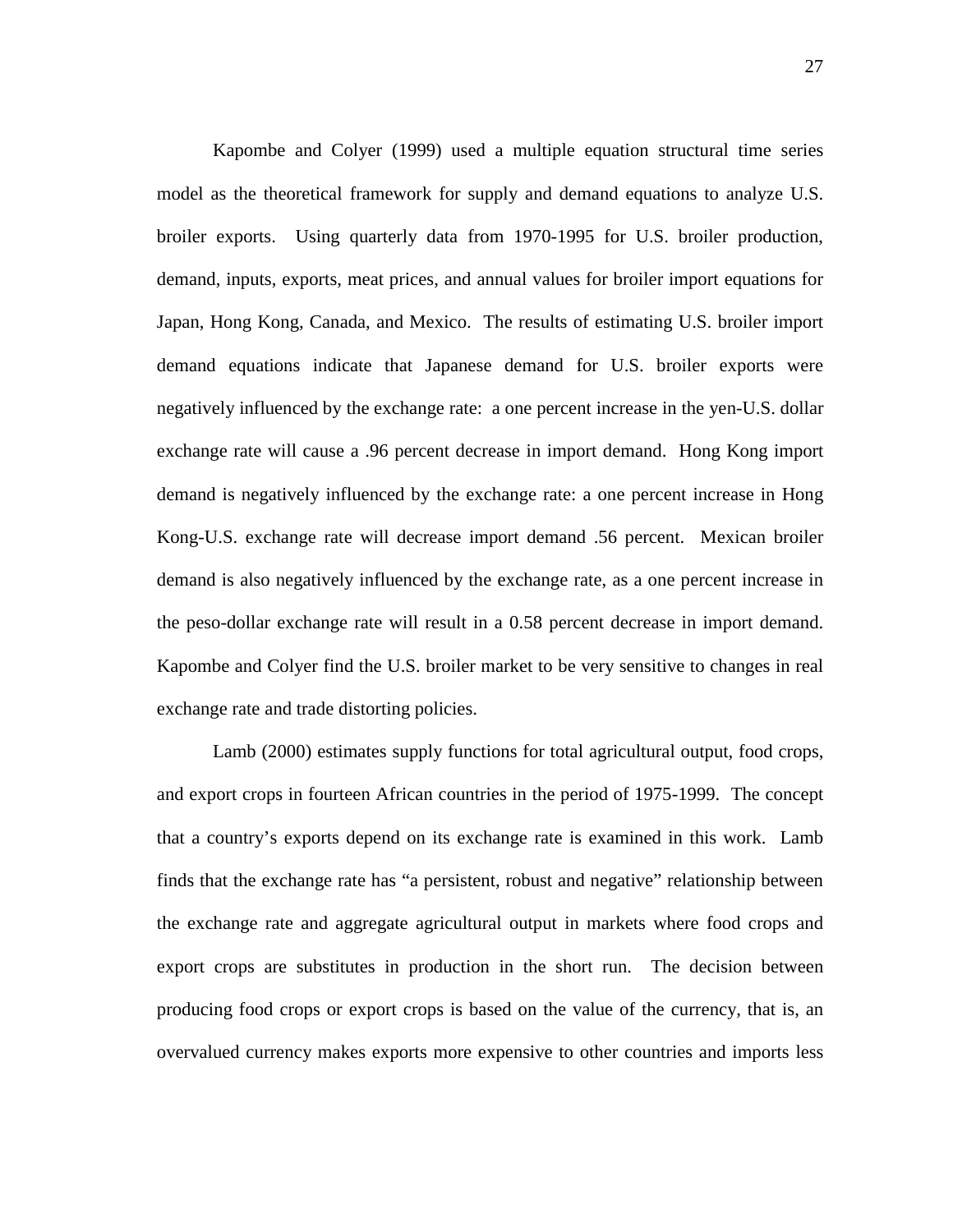Kapombe and Colyer (1999) used a multiple equation structural time series model as the theoretical framework for supply and demand equations to analyze U.S. broiler exports. Using quarterly data from 1970-1995 for U.S. broiler production, demand, inputs, exports, meat prices, and annual values for broiler import equations for Japan, Hong Kong, Canada, and Mexico. The results of estimating U.S. broiler import demand equations indicate that Japanese demand for U.S. broiler exports were negatively influenced by the exchange rate: a one percent increase in the yen-U.S. dollar exchange rate will cause a .96 percent decrease in import demand. Hong Kong import demand is negatively influenced by the exchange rate: a one percent increase in Hong Kong-U.S. exchange rate will decrease import demand .56 percent. Mexican broiler demand is also negatively influenced by the exchange rate, as a one percent increase in the peso-dollar exchange rate will result in a 0.58 percent decrease in import demand. Kapombe and Colyer find the U.S. broiler market to be very sensitive to changes in real exchange rate and trade distorting policies.

Lamb (2000) estimates supply functions for total agricultural output, food crops, and export crops in fourteen African countries in the period of 1975-1999. The concept that a country's exports depend on its exchange rate is examined in this work. Lamb finds that the exchange rate has "a persistent, robust and negative" relationship between the exchange rate and aggregate agricultural output in markets where food crops and export crops are substitutes in production in the short run. The decision between producing food crops or export crops is based on the value of the currency, that is, an overvalued currency makes exports more expensive to other countries and imports less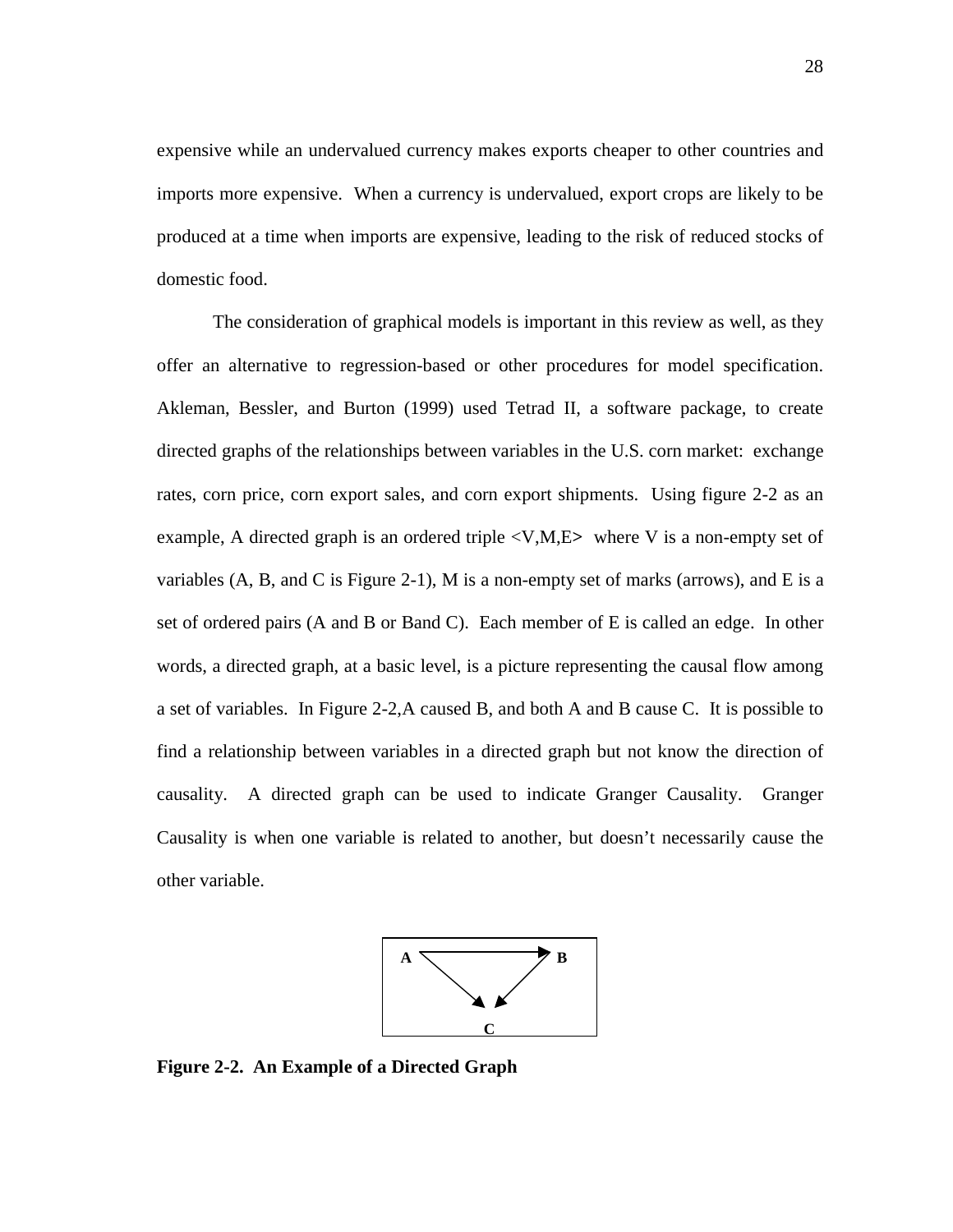expensive while an undervalued currency makes exports cheaper to other countries and imports more expensive. When a currency is undervalued, export crops are likely to be produced at a time when imports are expensive, leading to the risk of reduced stocks of domestic food.

The consideration of graphical models is important in this review as well, as they offer an alternative to regression-based or other procedures for model specification. Akleman, Bessler, and Burton (1999) used Tetrad II, a software package, to create directed graphs of the relationships between variables in the U.S. corn market: exchange rates, corn price, corn export sales, and corn export shipments. Using figure 2-2 as an example, A directed graph is an ordered triple <V,M,E> where V is a non-empty set of variables (A, B, and C is Figure 2-1), M is a non-empty set of marks (arrows), and E is a set of ordered pairs (A and B or Band C). Each member of E is called an edge. In other words, a directed graph, at a basic level, is a picture representing the causal flow among a set of variables. In Figure 2-2,A caused B, and both A and B cause C. It is possible to find a relationship between variables in a directed graph but not know the direction of causality. A directed graph can be used to indicate Granger Causality. Granger Causality is when one variable is related to another, but doesn't necessarily cause the other variable.

```
A ──────────→ B
  ╲         ╱
   ↘       ↙
       C
```

**Figure 2-2. An Example of a Directed Graph**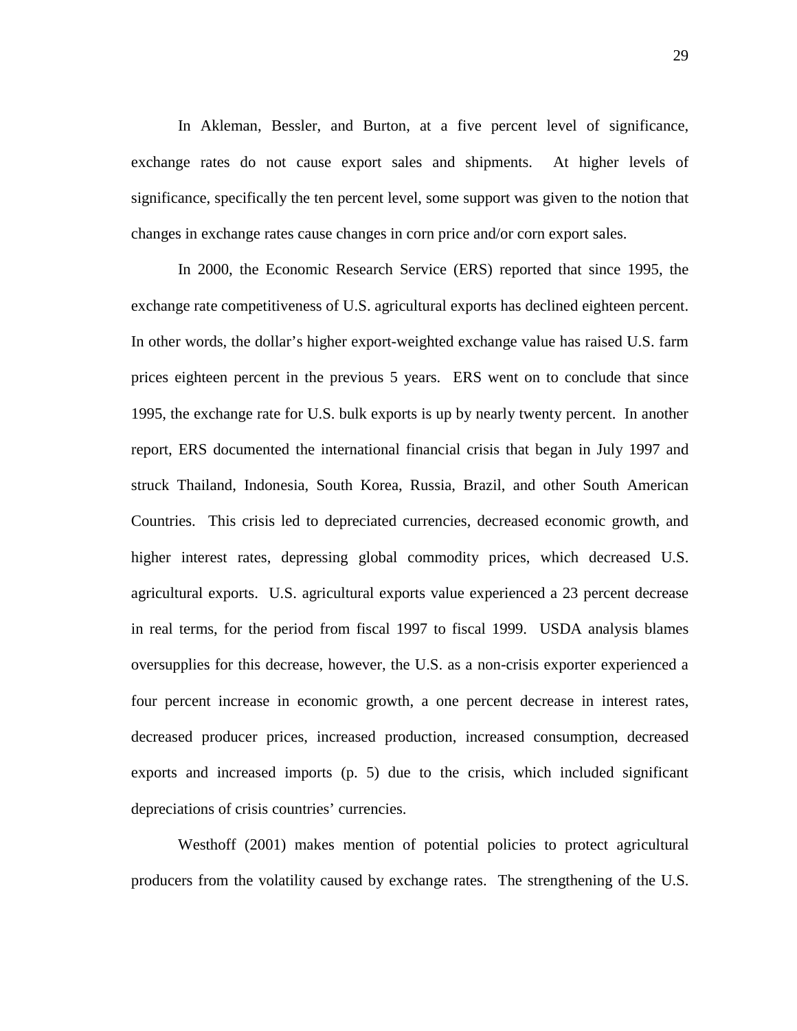In Akleman, Bessler, and Burton, at a five percent level of significance, exchange rates do not cause export sales and shipments. At higher levels of significance, specifically the ten percent level, some support was given to the notion that changes in exchange rates cause changes in corn price and/or corn export sales.

In 2000, the Economic Research Service (ERS) reported that since 1995, the exchange rate competitiveness of U.S. agricultural exports has declined eighteen percent. In other words, the dollar's higher export-weighted exchange value has raised U.S. farm prices eighteen percent in the previous 5 years. ERS went on to conclude that since 1995, the exchange rate for U.S. bulk exports is up by nearly twenty percent. In another report, ERS documented the international financial crisis that began in July 1997 and struck Thailand, Indonesia, South Korea, Russia, Brazil, and other South American Countries. This crisis led to depreciated currencies, decreased economic growth, and higher interest rates, depressing global commodity prices, which decreased U.S. agricultural exports. U.S. agricultural exports value experienced a 23 percent decrease in real terms, for the period from fiscal 1997 to fiscal 1999. USDA analysis blames oversupplies for this decrease, however, the U.S. as a non-crisis exporter experienced a four percent increase in economic growth, a one percent decrease in interest rates, decreased producer prices, increased production, increased consumption, decreased exports and increased imports (p. 5) due to the crisis, which included significant depreciations of crisis countries' currencies.

Westhoff (2001) makes mention of potential policies to protect agricultural producers from the volatility caused by exchange rates. The strengthening of the U.S.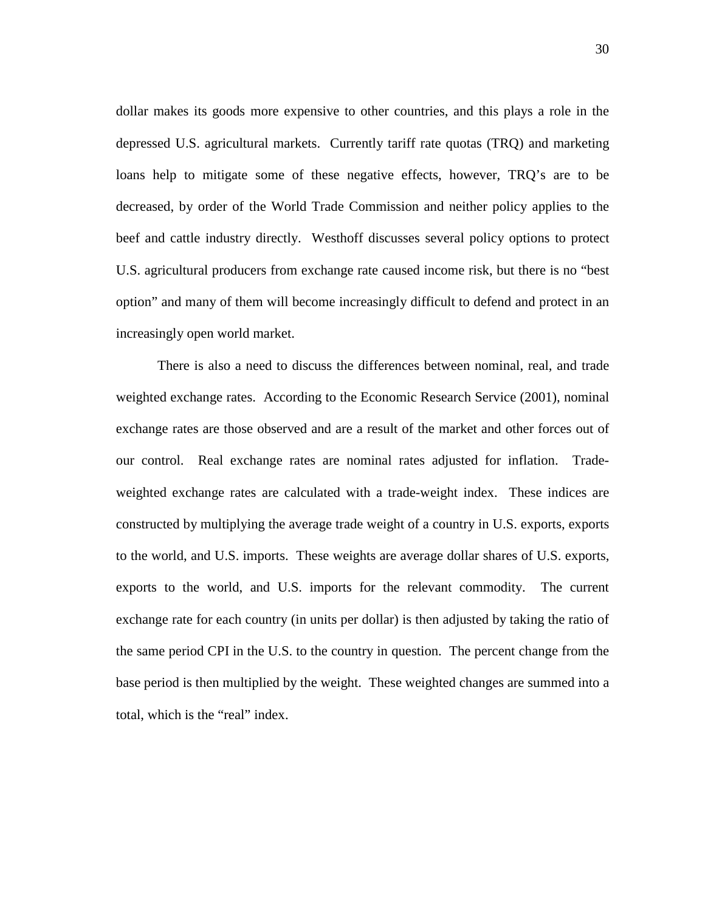dollar makes its goods more expensive to other countries, and this plays a role in the depressed U.S. agricultural markets. Currently tariff rate quotas (TRQ) and marketing loans help to mitigate some of these negative effects, however, TRQ's are to be decreased, by order of the World Trade Commission and neither policy applies to the beef and cattle industry directly. Westhoff discusses several policy options to protect U.S. agricultural producers from exchange rate caused income risk, but there is no "best option" and many of them will become increasingly difficult to defend and protect in an increasingly open world market.

There is also a need to discuss the differences between nominal, real, and trade weighted exchange rates. According to the Economic Research Service (2001), nominal exchange rates are those observed and are a result of the market and other forces out of our control. Real exchange rates are nominal rates adjusted for inflation. Trade-weighted exchange rates are calculated with a trade-weight index. These indices are constructed by multiplying the average trade weight of a country in U.S. exports, exports to the world, and U.S. imports. These weights are average dollar shares of U.S. exports, exports to the world, and U.S. imports for the relevant commodity. The current exchange rate for each country (in units per dollar) is then adjusted by taking the ratio of the same period CPI in the U.S. to the country in question. The percent change from the base period is then multiplied by the weight. These weighted changes are summed into a total, which is the "real" index.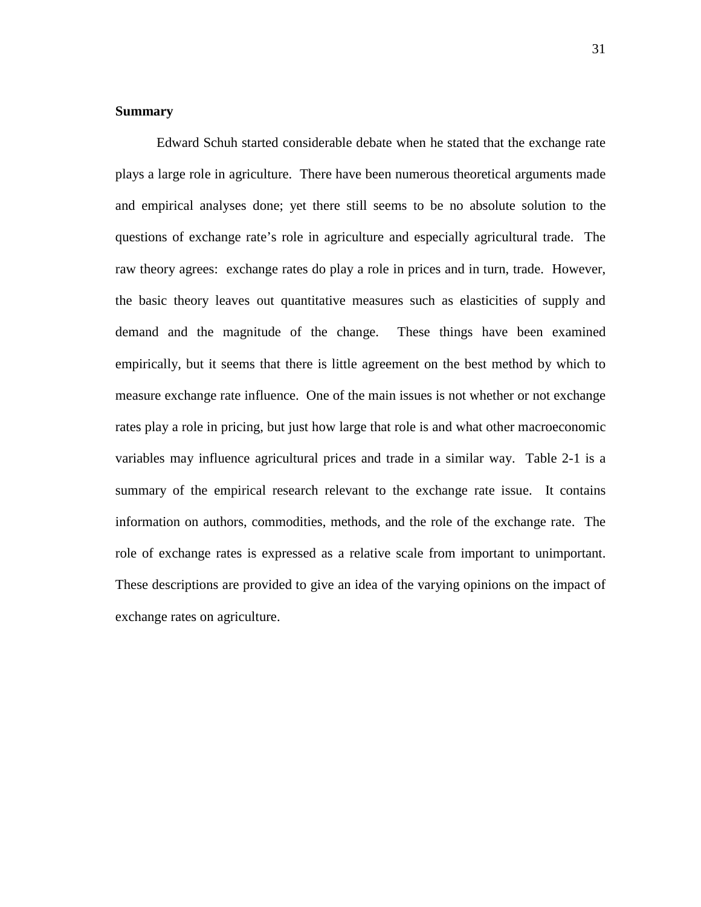**Summary**

Edward Schuh started considerable debate when he stated that the exchange rate plays a large role in agriculture. There have been numerous theoretical arguments made and empirical analyses done; yet there still seems to be no absolute solution to the questions of exchange rate's role in agriculture and especially agricultural trade. The raw theory agrees: exchange rates do play a role in prices and in turn, trade. However, the basic theory leaves out quantitative measures such as elasticities of supply and demand and the magnitude of the change. These things have been examined empirically, but it seems that there is little agreement on the best method by which to measure exchange rate influence. One of the main issues is not whether or not exchange rates play a role in pricing, but just how large that role is and what other macroeconomic variables may influence agricultural prices and trade in a similar way. Table 2-1 is a summary of the empirical research relevant to the exchange rate issue. It contains information on authors, commodities, methods, and the role of the exchange rate. The role of exchange rates is expressed as a relative scale from important to unimportant. These descriptions are provided to give an idea of the varying opinions on the impact of exchange rates on agriculture.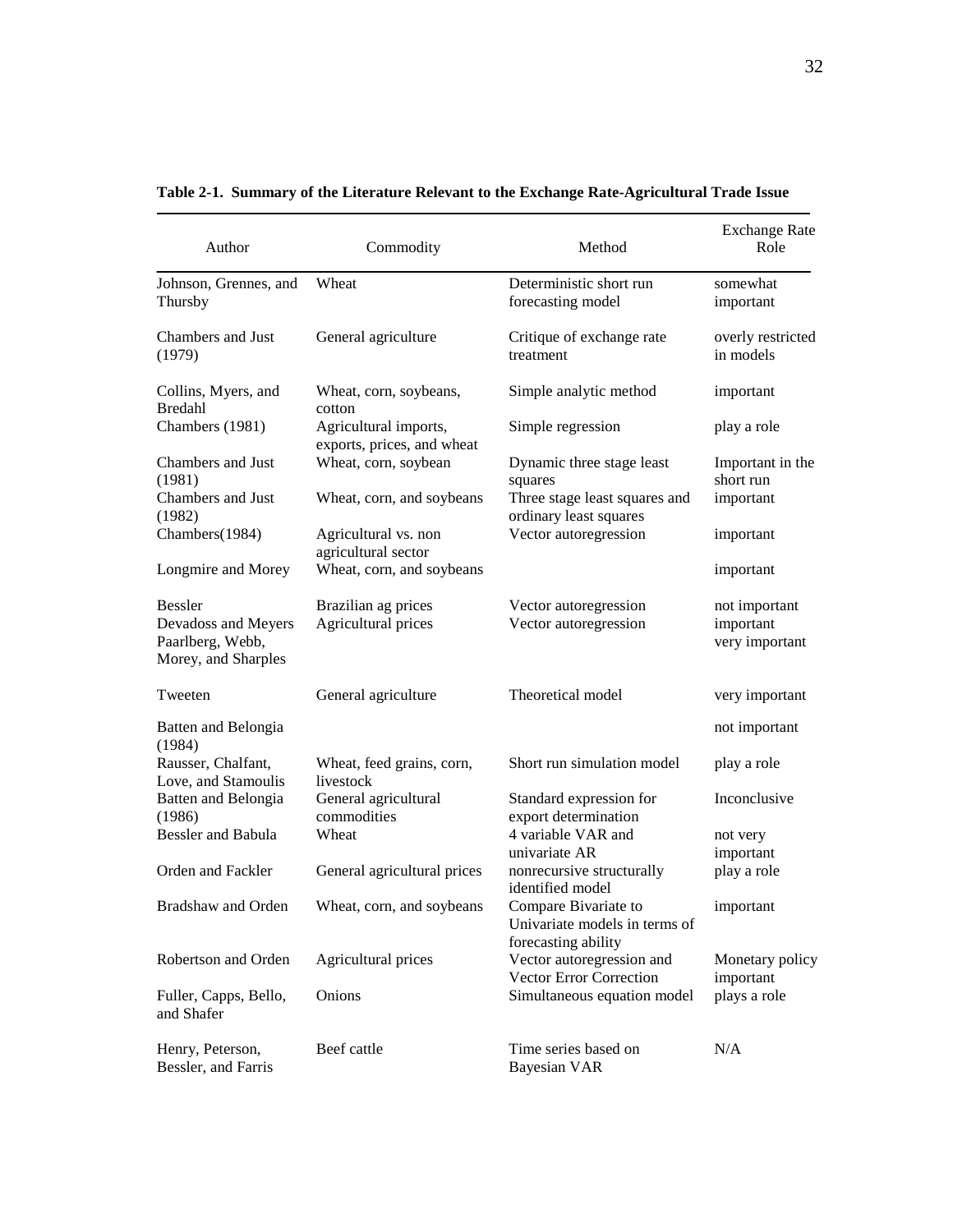**Table 2-1. Summary of the Literature Relevant to the Exchange Rate-Agricultural Trade Issue**

| Author | Commodity | Method | Exchange Rate Role |
|---|---|---|---|
| Johnson, Grennes, and Thursby | Wheat | Deterministic short run forecasting model | somewhat important |
| Chambers and Just (1979) | General agriculture | Critique of exchange rate treatment | overly restricted in models |
| Collins, Myers, and Bredahl | Wheat, corn, soybeans, cotton | Simple analytic method | important |
| Chambers (1981) | Agricultural imports, exports, prices, and wheat | Simple regression | play a role |
| Chambers and Just (1981) | Wheat, corn, soybean | Dynamic three stage least squares | Important in the short run |
| Chambers and Just (1982) | Wheat, corn, and soybeans | Three stage least squares and ordinary least squares | important |
| Chambers(1984) | Agricultural vs. non agricultural sector | Vector autoregression | important |
| Longmire and Morey | Wheat, corn, and soybeans | | important |
| Bessler | Brazilian ag prices | Vector autoregression | not important |
| Devadoss and Meyers | Agricultural prices | Vector autoregression | important |
| Paarlberg, Webb, Morey, and Sharples | | | very important |
| Tweeten | General agriculture | Theoretical model | very important |
| Batten and Belongia (1984) | | | not important |
| Rausser, Chalfant, Love, and Stamoulis | Wheat, feed grains, corn, livestock | Short run simulation model | play a role |
| Batten and Belongia (1986) | General agricultural commodities | Standard expression for export determination | Inconclusive |
| Bessler and Babula | Wheat | 4 variable VAR and univariate AR | not very important |
| Orden and Fackler | General agricultural prices | nonrecursive structurally identified model | play a role |
| Bradshaw and Orden | Wheat, corn, and soybeans | Compare Bivariate to Univariate models in terms of forecasting ability | important |
| Robertson and Orden | Agricultural prices | Vector autoregression and Vector Error Correction | Monetary policy important |
| Fuller, Capps, Bello, and Shafer | Onions | Simultaneous equation model | plays a role |
| Henry, Peterson, Bessler, and Farris | Beef cattle | Time series based on Bayesian VAR | N/A |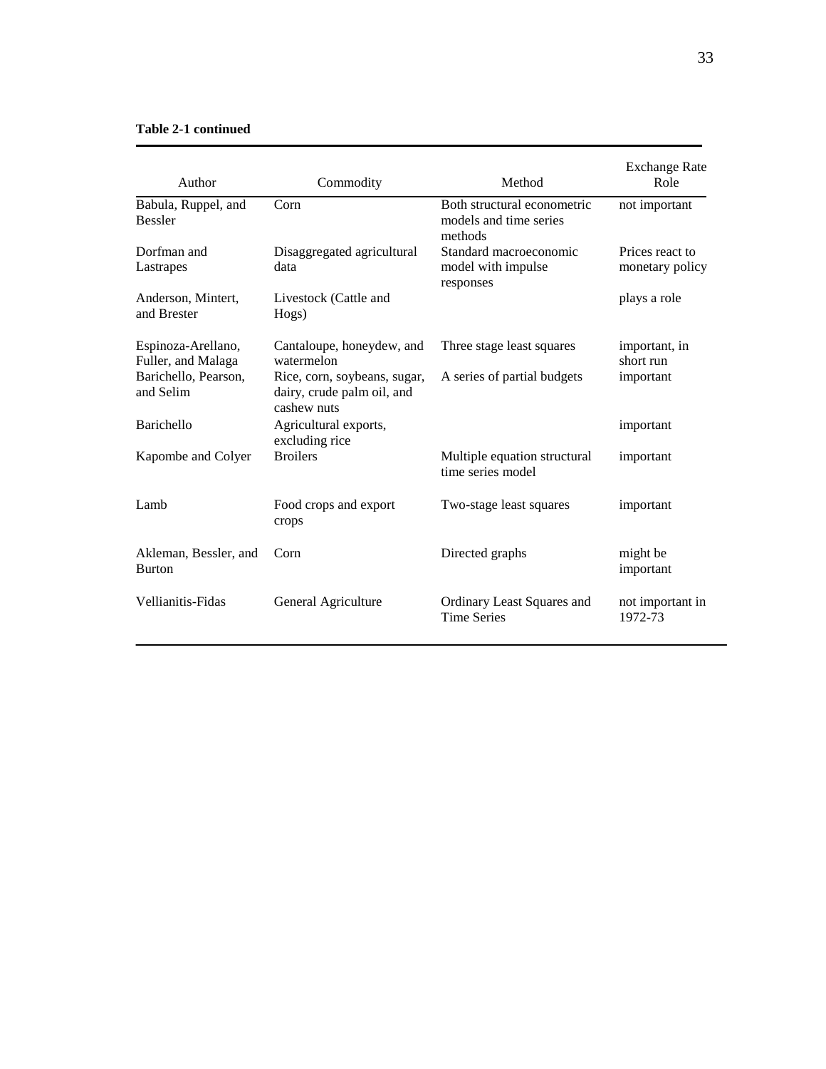**Table 2-1 continued**

| Author | Commodity | Method | Exchange Rate Role |
|---|---|---|---|
| Babula, Ruppel, and Bessler | Corn | Both structural econometric models and time series methods | not important |
| Dorfman and Lastrapes | Disaggregated agricultural data | Standard macroeconomic model with impulse responses | Prices react to monetary policy |
| Anderson, Mintert, and Brester | Livestock (Cattle and Hogs) | | plays a role |
| Espinoza-Arellano, Fuller, and Malaga | Cantaloupe, honeydew, and watermelon | Three stage least squares | important, in short run |
| Barichello, Pearson, and Selim | Rice, corn, soybeans, sugar, dairy, crude palm oil, and cashew nuts | A series of partial budgets | important |
| Barichello | Agricultural exports, excluding rice | | important |
| Kapombe and Colyer | Broilers | Multiple equation structural time series model | important |
| Lamb | Food crops and export crops | Two-stage least squares | important |
| Akleman, Bessler, and Burton | Corn | Directed graphs | might be important |
| Vellianitis-Fidas | General Agriculture | Ordinary Least Squares and Time Series | not important in 1972-73 |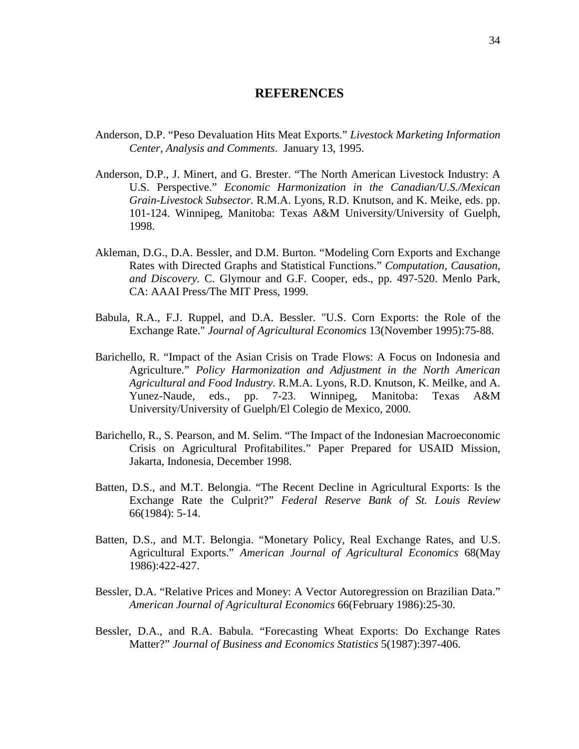# REFERENCES

Anderson, D.P. "Peso Devaluation Hits Meat Exports." *Livestock Marketing Information Center, Analysis and Comments*. January 13, 1995.

Anderson, D.P., J. Minert, and G. Brester. "The North American Livestock Industry: A U.S. Perspective." *Economic Harmonization in the Canadian/U.S./Mexican Grain-Livestock Subsector.* R.M.A. Lyons, R.D. Knutson, and K. Meike, eds. pp. 101-124. Winnipeg, Manitoba: Texas A&M University/University of Guelph, 1998.

Akleman, D.G., D.A. Bessler, and D.M. Burton. "Modeling Corn Exports and Exchange Rates with Directed Graphs and Statistical Functions." *Computation, Causation, and Discovery.* C. Glymour and G.F. Cooper, eds., pp. 497-520. Menlo Park, CA: AAAI Press/The MIT Press, 1999.

Babula, R.A., F.J. Ruppel, and D.A. Bessler. "U.S. Corn Exports: the Role of the Exchange Rate." *Journal of Agricultural Economics* 13(November 1995):75-88.

Barichello, R. "Impact of the Asian Crisis on Trade Flows: A Focus on Indonesia and Agriculture." *Policy Harmonization and Adjustment in the North American Agricultural and Food Industry*. R.M.A. Lyons, R.D. Knutson, K. Meilke, and A. Yunez-Naude, eds., pp. 7-23. Winnipeg, Manitoba: Texas A&M University/University of Guelph/El Colegio de Mexico, 2000.

Barichello, R., S. Pearson, and M. Selim. "The Impact of the Indonesian Macroeconomic Crisis on Agricultural Profitabilites." Paper Prepared for USAID Mission, Jakarta, Indonesia, December 1998.

Batten, D.S., and M.T. Belongia. "The Recent Decline in Agricultural Exports: Is the Exchange Rate the Culprit?" *Federal Reserve Bank of St. Louis Review* 66(1984): 5-14.

Batten, D.S., and M.T. Belongia. "Monetary Policy, Real Exchange Rates, and U.S. Agricultural Exports." *American Journal of Agricultural Economics* 68(May 1986):422-427.

Bessler, D.A. "Relative Prices and Money: A Vector Autoregression on Brazilian Data." *American Journal of Agricultural Economics* 66(February 1986):25-30.

Bessler, D.A., and R.A. Babula. "Forecasting Wheat Exports: Do Exchange Rates Matter?" *Journal of Business and Economics Statistics* 5(1987):397-406.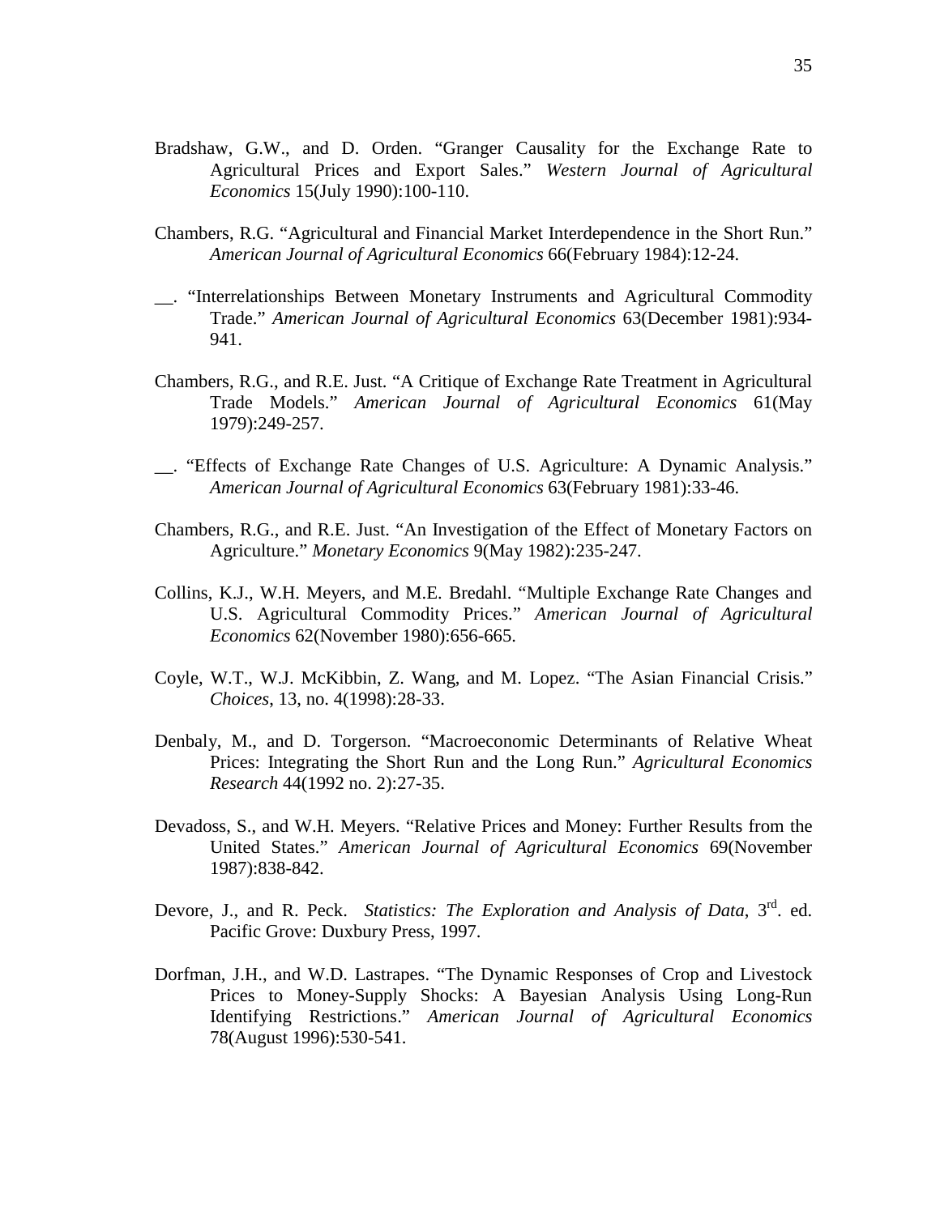Bradshaw, G.W., and D. Orden. "Granger Causality for the Exchange Rate to Agricultural Prices and Export Sales." *Western Journal of Agricultural Economics* 15(July 1990):100-110.

Chambers, R.G. "Agricultural and Financial Market Interdependence in the Short Run." *American Journal of Agricultural Economics* 66(February 1984):12-24.

__. "Interrelationships Between Monetary Instruments and Agricultural Commodity Trade." *American Journal of Agricultural Economics* 63(December 1981):934-941.

Chambers, R.G., and R.E. Just. "A Critique of Exchange Rate Treatment in Agricultural Trade Models." *American Journal of Agricultural Economics* 61(May 1979):249-257.

__. "Effects of Exchange Rate Changes of U.S. Agriculture: A Dynamic Analysis." *American Journal of Agricultural Economics* 63(February 1981):33-46.

Chambers, R.G., and R.E. Just. "An Investigation of the Effect of Monetary Factors on Agriculture." *Monetary Economics* 9(May 1982):235-247.

Collins, K.J., W.H. Meyers, and M.E. Bredahl. "Multiple Exchange Rate Changes and U.S. Agricultural Commodity Prices." *American Journal of Agricultural Economics* 62(November 1980):656-665.

Coyle, W.T., W.J. McKibbin, Z. Wang, and M. Lopez. "The Asian Financial Crisis." *Choices*, 13, no. 4(1998):28-33.

Denbaly, M., and D. Torgerson. "Macroeconomic Determinants of Relative Wheat Prices: Integrating the Short Run and the Long Run." *Agricultural Economics Research* 44(1992 no. 2):27-35.

Devadoss, S., and W.H. Meyers. "Relative Prices and Money: Further Results from the United States." *American Journal of Agricultural Economics* 69(November 1987):838-842.

Devore, J., and R. Peck. *Statistics: The Exploration and Analysis of Data*, 3rd. ed. Pacific Grove: Duxbury Press, 1997.

Dorfman, J.H., and W.D. Lastrapes. "The Dynamic Responses of Crop and Livestock Prices to Money-Supply Shocks: A Bayesian Analysis Using Long-Run Identifying Restrictions." *American Journal of Agricultural Economics* 78(August 1996):530-541.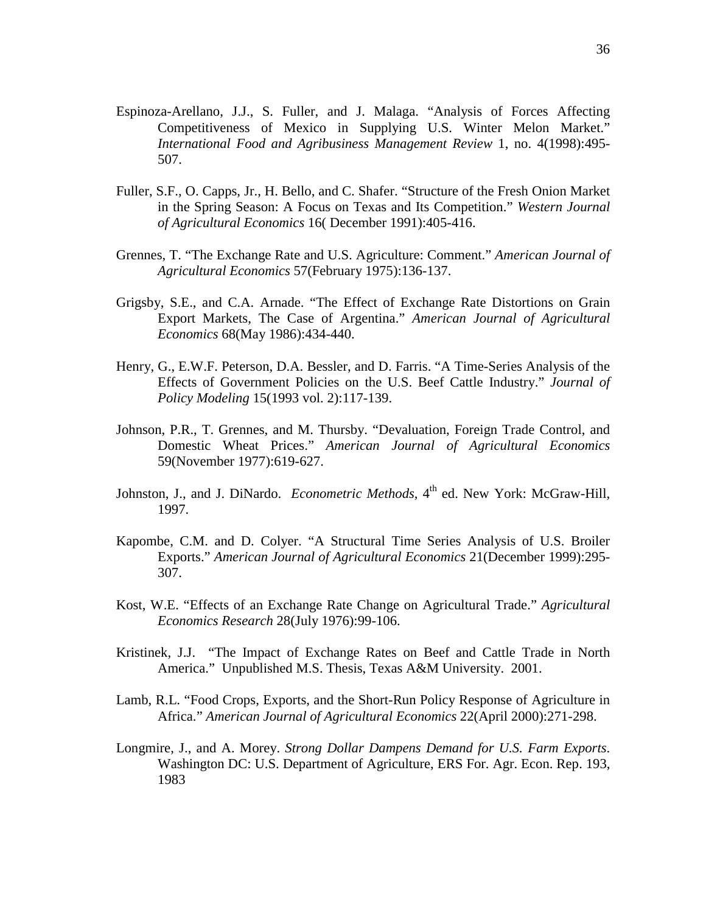Espinoza-Arellano, J.J., S. Fuller, and J. Malaga. "Analysis of Forces Affecting Competitiveness of Mexico in Supplying U.S. Winter Melon Market." *International Food and Agribusiness Management Review* 1, no. 4(1998):495-507.

Fuller, S.F., O. Capps, Jr., H. Bello, and C. Shafer. "Structure of the Fresh Onion Market in the Spring Season: A Focus on Texas and Its Competition." *Western Journal of Agricultural Economics* 16( December 1991):405-416.

Grennes, T. "The Exchange Rate and U.S. Agriculture: Comment." *American Journal of Agricultural Economics* 57(February 1975):136-137.

Grigsby, S.E., and C.A. Arnade. "The Effect of Exchange Rate Distortions on Grain Export Markets, The Case of Argentina." *American Journal of Agricultural Economics* 68(May 1986):434-440.

Henry, G., E.W.F. Peterson, D.A. Bessler, and D. Farris. "A Time-Series Analysis of the Effects of Government Policies on the U.S. Beef Cattle Industry." *Journal of Policy Modeling* 15(1993 vol. 2):117-139.

Johnson, P.R., T. Grennes, and M. Thursby. "Devaluation, Foreign Trade Control, and Domestic Wheat Prices." *American Journal of Agricultural Economics* 59(November 1977):619-627.

Johnston, J., and J. DiNardo. *Econometric Methods*, 4th ed. New York: McGraw-Hill, 1997.

Kapombe, C.M. and D. Colyer. "A Structural Time Series Analysis of U.S. Broiler Exports." *American Journal of Agricultural Economics* 21(December 1999):295-307.

Kost, W.E. "Effects of an Exchange Rate Change on Agricultural Trade." *Agricultural Economics Research* 28(July 1976):99-106.

Kristinek, J.J. "The Impact of Exchange Rates on Beef and Cattle Trade in North America." Unpublished M.S. Thesis, Texas A&M University. 2001.

Lamb, R.L. "Food Crops, Exports, and the Short-Run Policy Response of Agriculture in Africa." *American Journal of Agricultural Economics* 22(April 2000):271-298.

Longmire, J., and A. Morey. *Strong Dollar Dampens Demand for U.S. Farm Exports*. Washington DC: U.S. Department of Agriculture, ERS For. Agr. Econ. Rep. 193, 1983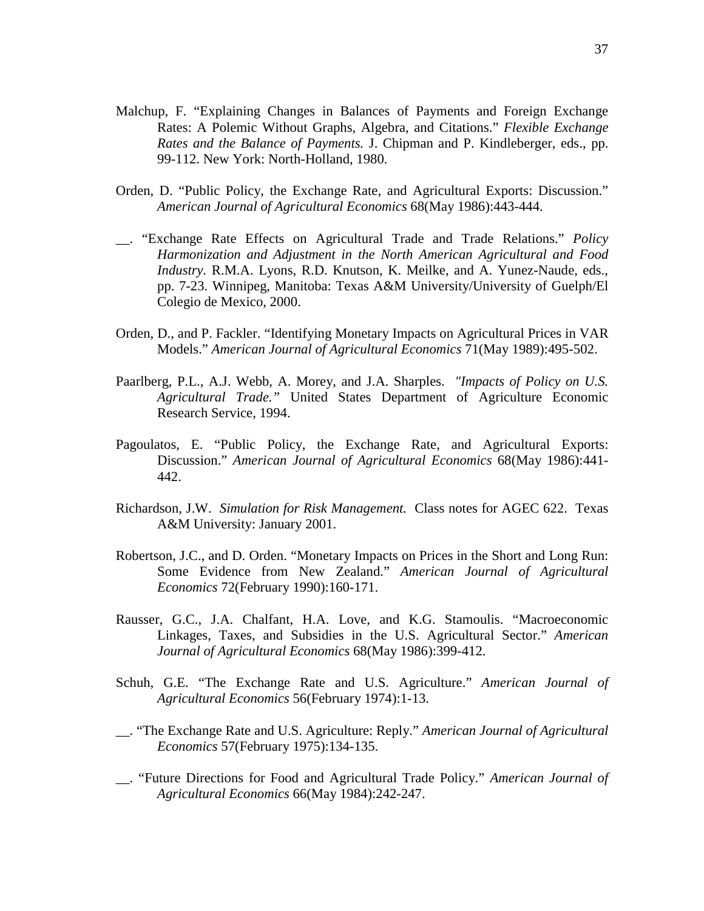Malchup, F. "Explaining Changes in Balances of Payments and Foreign Exchange Rates: A Polemic Without Graphs, Algebra, and Citations." *Flexible Exchange Rates and the Balance of Payments.* J. Chipman and P. Kindleberger, eds., pp. 99-112. New York: North-Holland, 1980.

Orden, D. "Public Policy, the Exchange Rate, and Agricultural Exports: Discussion." *American Journal of Agricultural Economics* 68(May 1986):443-444.

__. "Exchange Rate Effects on Agricultural Trade and Trade Relations." *Policy Harmonization and Adjustment in the North American Agricultural and Food Industry*. R.M.A. Lyons, R.D. Knutson, K. Meilke, and A. Yunez-Naude, eds., pp. 7-23. Winnipeg, Manitoba: Texas A&M University/University of Guelph/El Colegio de Mexico, 2000.

Orden, D., and P. Fackler. "Identifying Monetary Impacts on Agricultural Prices in VAR Models." *American Journal of Agricultural Economics* 71(May 1989):495-502.

Paarlberg, P.L., A.J. Webb, A. Morey, and J.A. Sharples. *"Impacts of Policy on U.S. Agricultural Trade."* United States Department of Agriculture Economic Research Service, 1994.

Pagoulatos, E. "Public Policy, the Exchange Rate, and Agricultural Exports: Discussion." *American Journal of Agricultural Economics* 68(May 1986):441-442.

Richardson, J.W. *Simulation for Risk Management.* Class notes for AGEC 622. Texas A&M University: January 2001.

Robertson, J.C., and D. Orden. "Monetary Impacts on Prices in the Short and Long Run: Some Evidence from New Zealand." *American Journal of Agricultural Economics* 72(February 1990):160-171.

Rausser, G.C., J.A. Chalfant, H.A. Love, and K.G. Stamoulis. "Macroeconomic Linkages, Taxes, and Subsidies in the U.S. Agricultural Sector." *American Journal of Agricultural Economics* 68(May 1986):399-412.

Schuh, G.E. "The Exchange Rate and U.S. Agriculture." *American Journal of Agricultural Economics* 56(February 1974):1-13.

__. "The Exchange Rate and U.S. Agriculture: Reply." *American Journal of Agricultural Economics* 57(February 1975):134-135.

__. "Future Directions for Food and Agricultural Trade Policy." *American Journal of Agricultural Economics* 66(May 1984):242-247.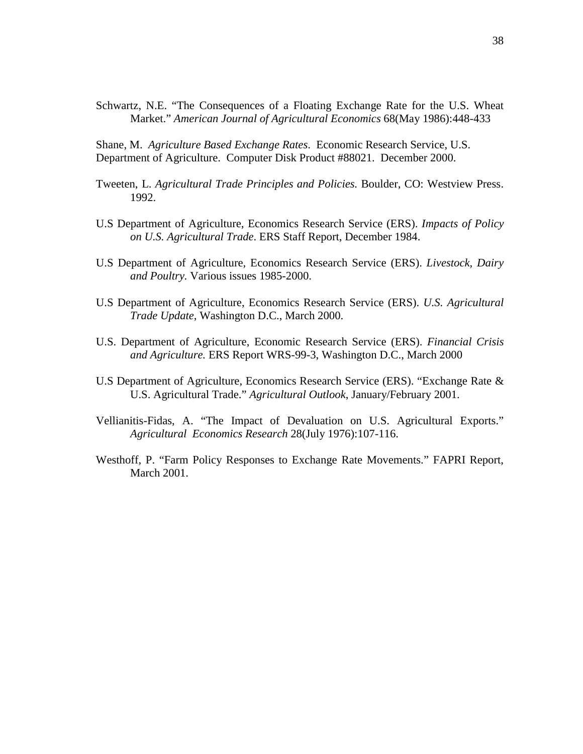Schwartz, N.E. “The Consequences of a Floating Exchange Rate for the U.S. Wheat Market.” *American Journal of Agricultural Economics* 68(May 1986):448-433

Shane, M. *Agriculture Based Exchange Rates*. Economic Research Service, U.S. Department of Agriculture. Computer Disk Product #88021. December 2000.

Tweeten, L. *Agricultural Trade Principles and Policies.* Boulder, CO: Westview Press. 1992.

U.S Department of Agriculture, Economics Research Service (ERS). *Impacts of Policy on U.S. Agricultural Trade*. ERS Staff Report, December 1984.

U.S Department of Agriculture, Economics Research Service (ERS). *Livestock, Dairy and Poultry.* Various issues 1985-2000.

U.S Department of Agriculture, Economics Research Service (ERS). *U.S. Agricultural Trade Update*, Washington D.C., March 2000.

U.S. Department of Agriculture, Economic Research Service (ERS). *Financial Crisis and Agriculture.* ERS Report WRS-99-3, Washington D.C., March 2000

U.S Department of Agriculture, Economics Research Service (ERS). “Exchange Rate & U.S. Agricultural Trade.” *Agricultural Outlook*, January/February 2001.

Vellianitis-Fidas, A. “The Impact of Devaluation on U.S. Agricultural Exports.” *Agricultural Economics Research* 28(July 1976):107-116.

Westhoff, P. “Farm Policy Responses to Exchange Rate Movements.” FAPRI Report, March 2001.